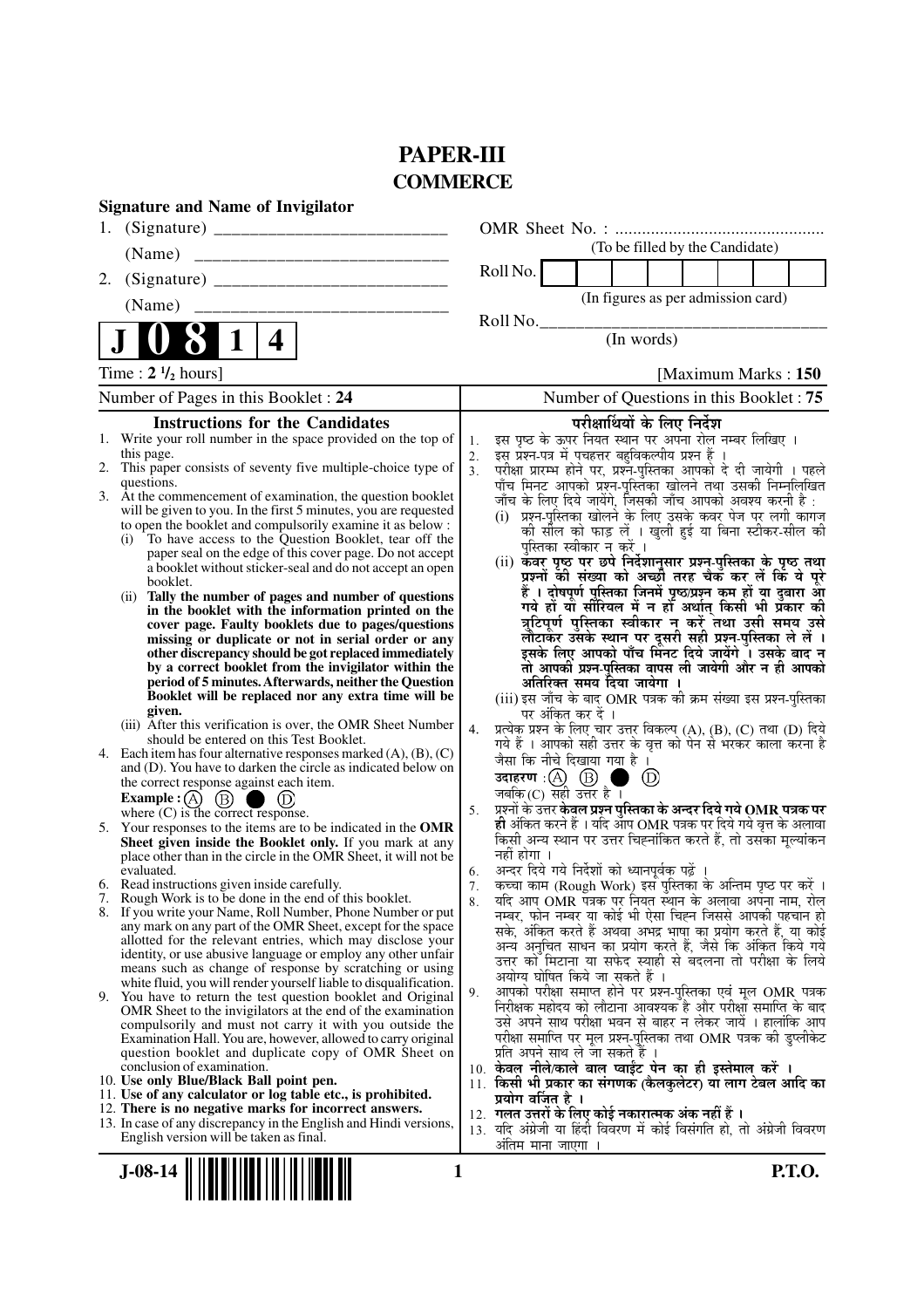# PAPER-III

## COMMERCE

**Signature and Name of Invigilator**

1. (Signature) __________________________

   (Name) __________________________

2. (Signature) __________________________

   (Name) __________________________

**J 0 8 1 4**

OMR Sheet No. : ...............................................

(To be filled by the Candidate)

Roll No. | | | | | | | | |

(In figures as per admission card)

Roll No.________________________________

(In words)

Time : **2 ½ hours**] [Maximum Marks : **150**

Number of Pages in this Booklet : **24**

Number of Questions in this Booklet : **75**

### Instructions for the Candidates

1. Write your roll number in the space provided on the top of this page.
2. This paper consists of seventy five multiple-choice type of questions.
3. At the commencement of examination, the question booklet will be given to you. In the first 5 minutes, you are requested to open the booklet and compulsorily examine it as below :
   (i) To have access to the Question Booklet, tear off the paper seal on the edge of this cover page. Do not accept a booklet without sticker-seal and do not accept an open booklet.
   (ii) **Tally the number of pages and number of questions in the booklet with the information printed on the cover page. Faulty booklets due to pages/questions missing or duplicate or not in serial order or any other discrepancy should be got replaced immediately by a correct booklet from the invigilator within the period of 5 minutes. Afterwards, neither the Question Booklet will be replaced nor any extra time will be given.**
   (iii) After this verification is over, the OMR Sheet Number should be entered on this Test Booklet.
4. Each item has four alternative responses marked (A), (B), (C) and (D). You have to darken the circle as indicated below on the correct response against each item.
   **Example :** (A) (B) ● (D)
   where (C) is the correct response.
5. Your responses to the items are to be indicated in the **OMR Sheet given inside the Booklet only.** If you mark at any place other than in the circle in the OMR Sheet, it will not be evaluated.
6. Read instructions given inside carefully.
7. Rough Work is to be done in the end of this booklet.
8. If you write your Name, Roll Number, Phone Number or put any mark on any part of the OMR Sheet, except for the space allotted for the relevant entries, which may disclose your identity, or use abusive language or employ any other unfair means such as change of response by scratching or using white fluid, you will render yourself liable to disqualification.
9. You have to return the test question booklet and Original OMR Sheet to the invigilators at the end of the examination compulsorily and must not carry it with you outside the Examination Hall. You are, however, allowed to carry original question booklet and duplicate copy of OMR Sheet on conclusion of examination.
10. **Use only Blue/Black Ball point pen.**
11. **Use of any calculator or log table etc., is prohibited.**
12. **There is no negative marks for incorrect answers.**
13. In case of any discrepancy in the English and Hindi versions, English version will be taken as final.

### परीक्षार्थियों के लिए निर्देश

1. इस पृष्ठ के ऊपर नियत स्थान पर अपना रोल नम्बर लिखिए ।
2. इस प्रश्न-पत्र में पचहत्तर बहुविकल्पीय प्रश्न हैं ।
3. परीक्षा प्रारम्भ होने पर, प्रश्न-पुस्तिका आपको दे दी जायेगी । पहले पाँच मिनट आपको प्रश्न-पुस्तिका खोलने तथा उसकी निम्नलिखित जाँच के लिए दिये जायेंगे, जिसकी जाँच आपको अवश्य करनी है :
   (i) प्रश्न-पुस्तिका खोलने के लिए उसके कवर पेज पर लगी कागज की सील को फाड़ लें । खुली हुई या बिना स्टीकर-सील की पुस्तिका स्वीकार न करें ।
   (ii) **कवर पृष्ठ पर छपे निर्देशानुसार प्रश्न-पुस्तिका के पृष्ठ तथा प्रश्नों की संख्या को अच्छी तरह चैक कर लें कि ये पूरे हैं । दोषपूर्ण पुस्तिका जिनमें पृष्ठ/प्रश्न कम हों या दुबारा आ गये हों या सीरियल में न हों अर्थात् किसी भी प्रकार की त्रुटिपूर्ण पुस्तिका स्वीकार न करें तथा उसी समय उसे लौटाकर उसके स्थान पर दूसरी सही प्रश्न-पुस्तिका ले लें । इसके लिए आपको पाँच मिनट दिये जायेंगे । उसके बाद न तो आपकी प्रश्न-पुस्तिका वापस ली जायेगी और न ही आपको अतिरिक्त समय दिया जायेगा ।**
   (iii) इस जाँच के बाद OMR पत्रक की क्रम संख्या इस प्रश्न-पुस्तिका पर अंकित कर दें ।
4. प्रत्येक प्रश्न के लिए चार उत्तर विकल्प (A), (B), (C) तथा (D) दिये गये हैं । आपको सही उत्तर के वृत्त को पेन से भरकर काला करना है जैसा कि नीचे दिखाया गया है ।
   **उदाहरण :** (A) (B) ● (D)
   जबकि (C) सही उत्तर है ।
5. प्रश्नों के उत्तर **केवल प्रश्न पुस्तिका के अन्दर दिये गये OMR पत्रक पर ही** अंकित करने हैं । यदि आप OMR पत्रक पर दिये गये वृत्त के अलावा किसी अन्य स्थान पर उत्तर चिह्नांकित करते हैं, तो उसका मूल्यांकन नहीं होगा ।
6. अन्दर दिये गये निर्देशों को ध्यानपूर्वक पढ़ें ।
7. कच्चा काम (Rough Work) इस पुस्तिका के अन्तिम पृष्ठ पर करें ।
8. यदि आप OMR पत्रक पर नियत स्थान के अलावा अपना नाम, रोल नम्बर, फोन नम्बर या कोई भी ऐसा चिह्न जिससे आपकी पहचान हो सके, अंकित करते हैं अथवा अभद्र भाषा का प्रयोग करते हैं, या कोई अन्य अनुचित साधन का प्रयोग करते हैं, जैसे कि अंकित किये गये उत्तर को मिटाना या सफेद स्याही से बदलना तो परीक्षा के लिये अयोग्य घोषित किये जा सकते हैं ।
9. आपको परीक्षा समाप्त होने पर प्रश्न-पुस्तिका एवं मूल OMR पत्रक निरीक्षक महोदय को लौटाना आवश्यक है और परीक्षा समाप्ति के बाद उसे अपने साथ परीक्षा भवन से बाहर न लेकर जायें । हालांकि आप परीक्षा समाप्ति पर मूल प्रश्न-पुस्तिका तथा OMR पत्रक की डुप्लीकेट प्रति अपने साथ ले जा सकते हैं ।
10. **केवल नीले/काले बाल प्वाईंट पेन का ही इस्तेमाल करें ।**
11. **किसी भी प्रकार का संगणक (कैलकुलेटर) या लाग टेबल आदि का प्रयोग वर्जित है ।**
12. **गलत उत्तरों के लिए कोई नकारात्मक अंक नहीं हैं ।**
13. यदि अंग्रेजी या हिंदी विवरण में कोई विसंगति हो, तो अंग्रेजी विवरण अंतिम माना जाएगा ।

J-08-14

P.T.O.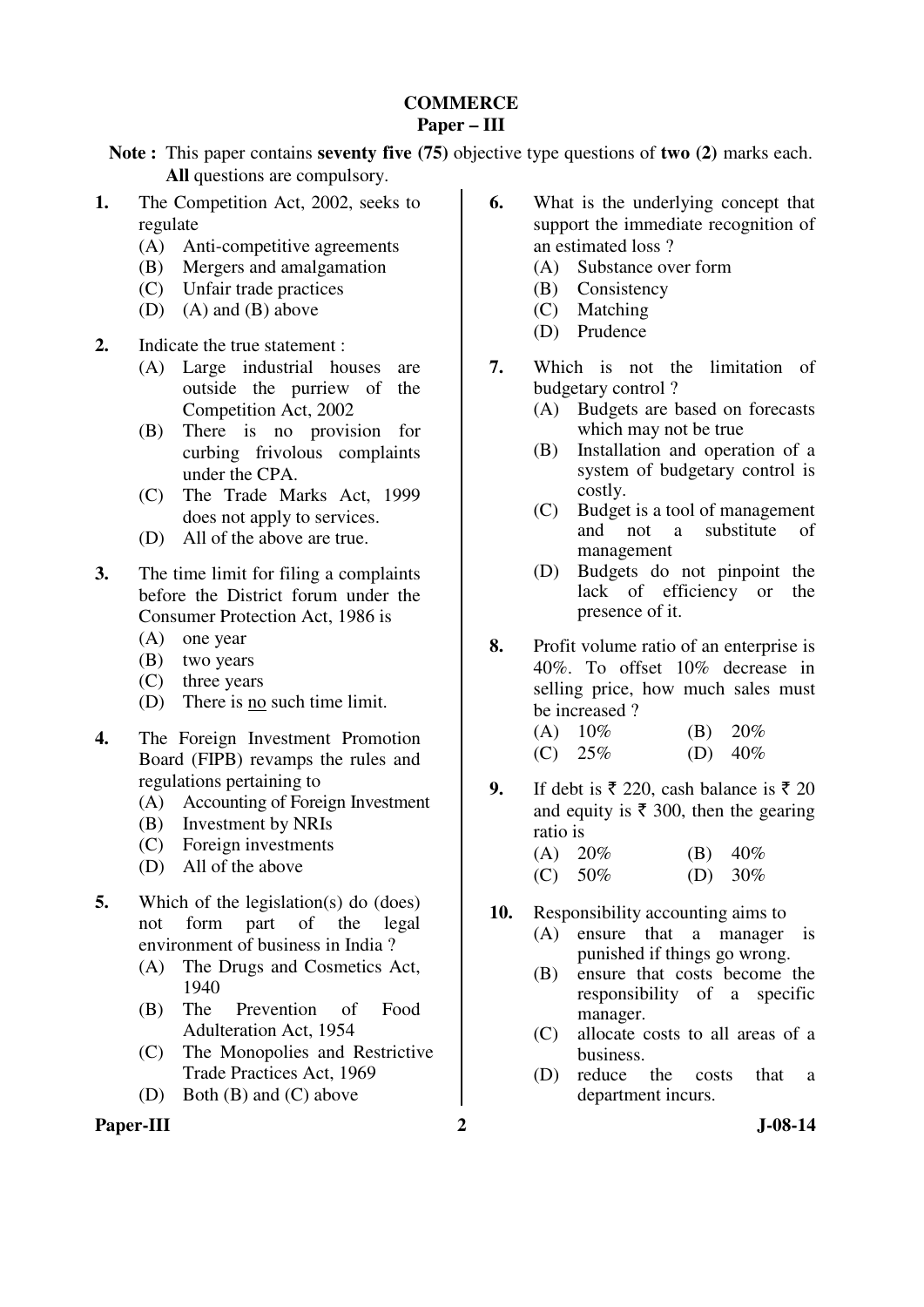# COMMERCE
## Paper – III

**Note :** This paper contains **seventy five (75)** objective type questions of **two (2)** marks each. **All** questions are compulsory.

**1.** The Competition Act, 2002, seeks to regulate
   (A) Anti-competitive agreements
   (B) Mergers and amalgamation
   (C) Unfair trade practices
   (D) (A) and (B) above

**2.** Indicate the true statement :
   (A) Large industrial houses are outside the purriew of the Competition Act, 2002
   (B) There is no provision for curbing frivolous complaints under the CPA.
   (C) The Trade Marks Act, 1999 does not apply to services.
   (D) All of the above are true.

**3.** The time limit for filing a complaints before the District forum under the Consumer Protection Act, 1986 is
   (A) one year
   (B) two years
   (C) three years
   (D) There is no such time limit.

**4.** The Foreign Investment Promotion Board (FIPB) revamps the rules and regulations pertaining to
   (A) Accounting of Foreign Investment
   (B) Investment by NRIs
   (C) Foreign investments
   (D) All of the above

**5.** Which of the legislation(s) do (does) not form part of the legal environment of business in India ?
   (A) The Drugs and Cosmetics Act, 1940
   (B) The Prevention of Food Adulteration Act, 1954
   (C) The Monopolies and Restrictive Trade Practices Act, 1969
   (D) Both (B) and (C) above

**6.** What is the underlying concept that support the immediate recognition of an estimated loss ?
   (A) Substance over form
   (B) Consistency
   (C) Matching
   (D) Prudence

**7.** Which is not the limitation of budgetary control ?
   (A) Budgets are based on forecasts which may not be true
   (B) Installation and operation of a system of budgetary control is costly.
   (C) Budget is a tool of management and not a substitute of management
   (D) Budgets do not pinpoint the lack of efficiency or the presence of it.

**8.** Profit volume ratio of an enterprise is 40%. To offset 10% decrease in selling price, how much sales must be increased ?
   (A) 10%   (B) 20%
   (C) 25%   (D) 40%

**9.** If debt is ₹ 220, cash balance is ₹ 20 and equity is ₹ 300, then the gearing ratio is
   (A) 20%   (B) 40%
   (C) 50%   (D) 30%

**10.** Responsibility accounting aims to
   (A) ensure that a manager is punished if things go wrong.
   (B) ensure that costs become the responsibility of a specific manager.
   (C) allocate costs to all areas of a business.
   (D) reduce the costs that a department incurs.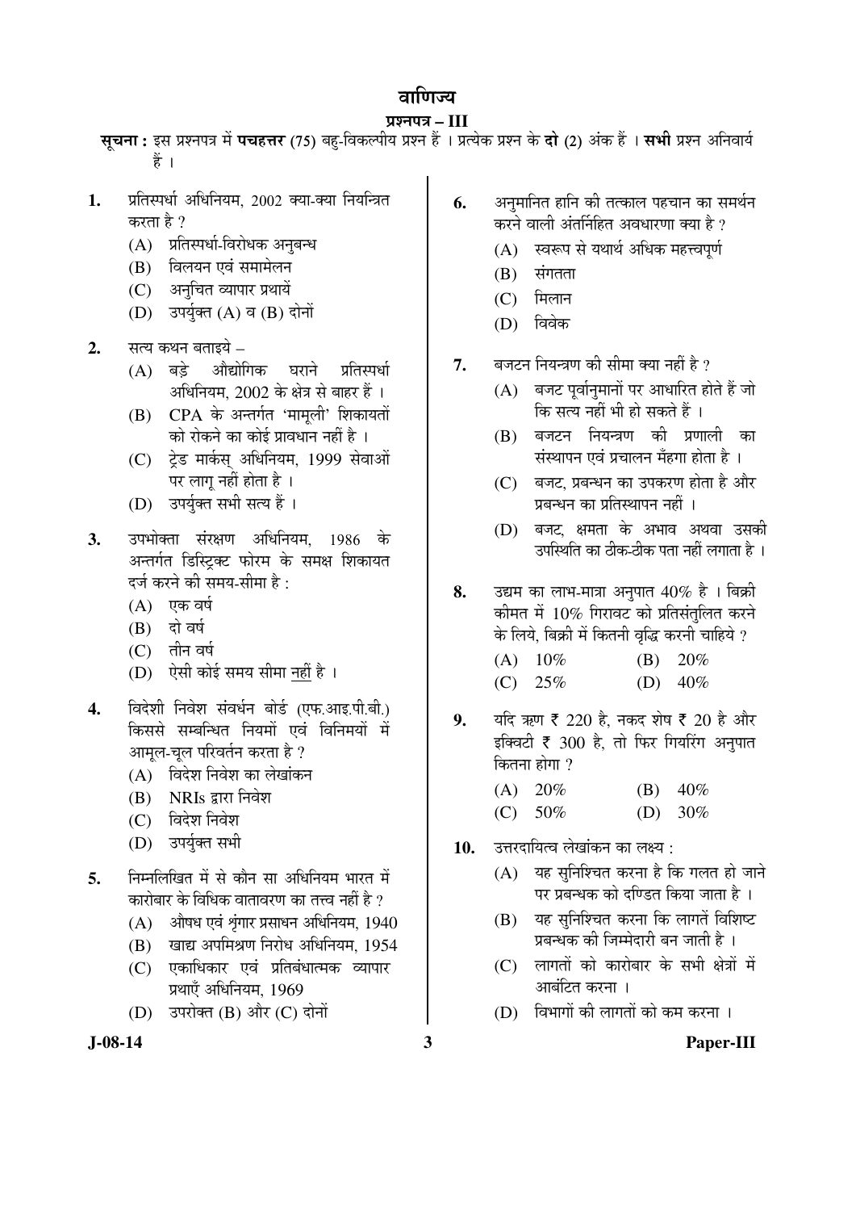# वाणिज्य

## प्रश्नपत्र – III

**सूचना :** इस प्रश्नपत्र में **पचहत्तर** (75) बहु-विकल्पीय प्रश्न हैं । प्रत्येक प्रश्न के **दो** (2) अंक हैं । **सभी** प्रश्न अनिवार्य हैं ।

**1.** प्रतिस्पर्धा अधिनियम, 2002 क्या-क्या नियन्त्रित करता है ?

(A) प्रतिस्पर्धा-विरोधक अनुबन्ध

(B) विलयन एवं समामेलन

(C) अनुचित व्यापार प्रथायें

(D) उपर्युक्त (A) व (B) दोनों

**2.** सत्य कथन बताइये –

(A) बड़े औद्योगिक घराने प्रतिस्पर्धा अधिनियम, 2002 के क्षेत्र से बाहर हैं ।

(B) CPA के अन्तर्गत 'मामूली' शिकायतों को रोकने का कोई प्रावधान नहीं है ।

(C) ट्रेड मार्कस् अधिनियम, 1999 सेवाओं पर लागू नहीं होता है ।

(D) उपर्युक्त सभी सत्य हैं ।

**3.** उपभोक्ता संरक्षण अधिनियम, 1986 के अन्तर्गत डिस्ट्रिक्ट फोरम के समक्ष शिकायत दर्ज करने की समय-सीमा है :

(A) एक वर्ष

(B) दो वर्ष

(C) तीन वर्ष

(D) ऐसी कोई समय सीमा नहीं है ।

**4.** विदेशी निवेश संवर्धन बोर्ड (एफ.आइ.पी.बी.) किससे सम्बन्धित नियमों एवं विनिमयों में आमूल-चूल परिवर्तन करता है ?

(A) विदेश निवेश का लेखांकन

(B) NRIs द्वारा निवेश

(C) विदेश निवेश

(D) उपर्युक्त सभी

**5.** निम्नलिखित में से कौन सा अधिनियम भारत में कारोबार के विधिक वातावरण का तत्त्व नहीं है ?

(A) औषध एवं शृंगार प्रसाधन अधिनियम, 1940

(B) खाद्य अपमिश्रण निरोध अधिनियम, 1954

(C) एकाधिकार एवं प्रतिबंधात्मक व्यापार प्रथाएँ अधिनियम, 1969

(D) उपरोक्त (B) और (C) दोनों

**6.** अनुमानित हानि की तत्काल पहचान का समर्थन करने वाली अंतर्निहित अवधारणा क्या है ?

(A) स्वरूप से यथार्थ अधिक महत्त्वपूर्ण

(B) संगतता

(C) मिलान

(D) विवेक

**7.** बजटन नियन्त्रण की सीमा क्या नहीं है ?

(A) बजट पूर्वानुमानों पर आधारित होते हैं जो कि सत्य नहीं भी हो सकते हैं ।

(B) बजटन नियन्त्रण की प्रणाली का संस्थापन एवं प्रचालन मँहगा होता है ।

(C) बजट, प्रबन्धन का उपकरण होता है और प्रबन्धन का प्रतिस्थापन नहीं ।

(D) बजट, क्षमता के अभाव अथवा उसकी उपस्थिति का ठीक-ठीक पता नहीं लगाता है ।

**8.** उद्यम का लाभ-मात्रा अनुपात 40% है । बिक्री कीमत में 10% गिरावट को प्रतिसंतुलित करने के लिये, बिक्री में कितनी वृद्धि करनी चाहिये ?

(A) 10% (B) 20%

(C) 25% (D) 40%

**9.** यदि ऋण ₹ 220 है, नकद शेष ₹ 20 है और इक्विटी ₹ 300 है, तो फिर गियरिंग अनुपात कितना होगा ?

(A) 20% (B) 40%

(C) 50% (D) 30%

**10.** उत्तरदायित्व लेखांकन का लक्ष्य :

(A) यह सुनिश्चित करना है कि गलत हो जाने पर प्रबन्धक को दण्डित किया जाता है ।

(B) यह सुनिश्चित करना कि लागतें विशिष्ट प्रबन्धक की जिम्मेदारी बन जाती है ।

(C) लागतों को कारोबार के सभी क्षेत्रों में आबंटित करना ।

(D) विभागों की लागतों को कम करना ।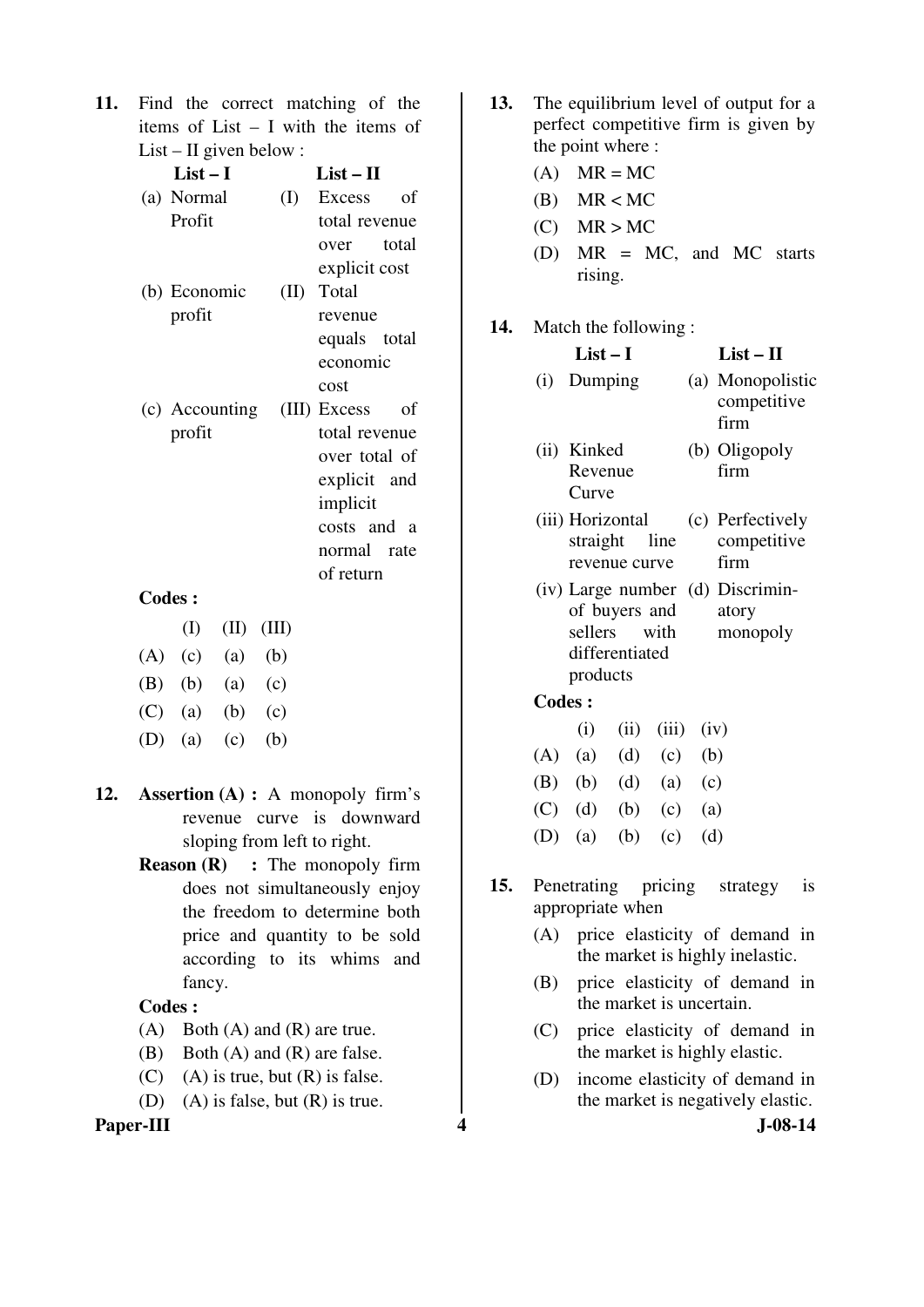**11.** Find the correct matching of the items of List – I with the items of List – II given below :

| List – I | List – II |
|---|---|
| (a) Normal Profit | (I) Excess of total revenue over total explicit cost |
| (b) Economic profit | (II) Total revenue equals total economic cost |
| (c) Accounting profit | (III) Excess of total revenue over total of explicit and implicit costs and a normal rate of return |

**Codes :**

| | (I) | (II) | (III) |
|---|---|---|---|
| (A) | (c) | (a) | (b) |
| (B) | (b) | (a) | (c) |
| (C) | (a) | (b) | (c) |
| (D) | (a) | (c) | (b) |

**12.** **Assertion (A) :** A monopoly firm's revenue curve is downward sloping from left to right.

**Reason (R) :** The monopoly firm does not simultaneously enjoy the freedom to determine both price and quantity to be sold according to its whims and fancy.

**Codes :**

(A) Both (A) and (R) are true.

(B) Both (A) and (R) are false.

(C) (A) is true, but (R) is false.

(D) (A) is false, but (R) is true.

**13.** The equilibrium level of output for a perfect competitive firm is given by the point where :

(A) MR = MC

(B) MR < MC

(C) MR > MC

(D) MR = MC, and MC starts rising.

**14.** Match the following :

| List – I | List – II |
|---|---|
| (i) Dumping | (a) Monopolistic competitive firm |
| (ii) Kinked Revenue Curve | (b) Oligopoly firm |
| (iii) Horizontal straight line revenue curve | (c) Perfectively competitive firm |
| (iv) Large number of buyers and sellers with differentiated products | (d) Discriminatory monopoly |

**Codes :**

| | (i) | (ii) | (iii) | (iv) |
|---|---|---|---|---|
| (A) | (a) | (d) | (c) | (b) |
| (B) | (b) | (d) | (a) | (c) |
| (C) | (d) | (b) | (c) | (a) |
| (D) | (a) | (b) | (c) | (d) |

**15.** Penetrating pricing strategy is appropriate when

(A) price elasticity of demand in the market is highly inelastic.

(B) price elasticity of demand in the market is uncertain.

(C) price elasticity of demand in the market is highly elastic.

(D) income elasticity of demand in the market is negatively elastic.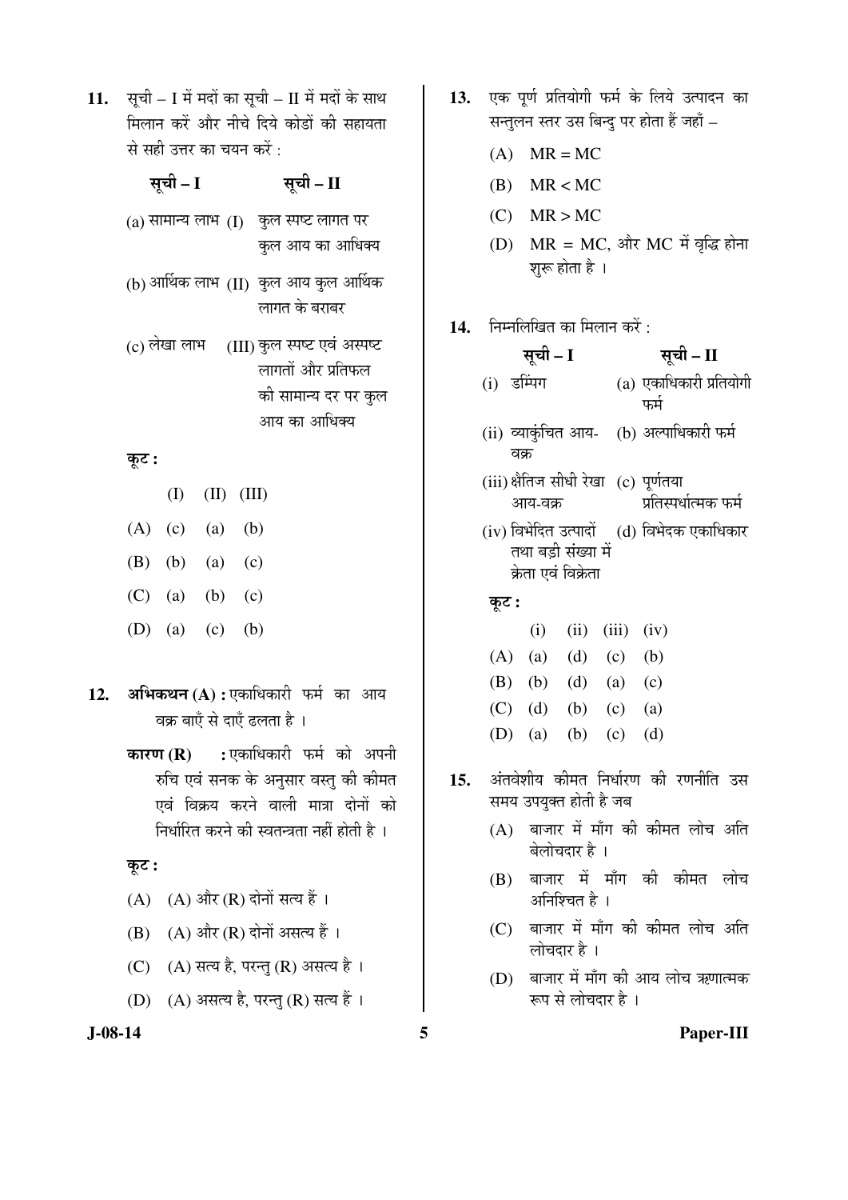11. सूची – I में मदों का सूची – II में मदों के साथ मिलान करें और नीचे दिये कोडों की सहायता से सही उत्तर का चयन करें :

| सूची – I | सूची – II |
|---|---|
| (a) सामान्य लाभ | (I) कुल स्पष्ट लागत पर कुल आय का आधिक्य |
| (b) आर्थिक लाभ | (II) कुल आय कुल आर्थिक लागत के बराबर |
| (c) लेखा लाभ | (III) कुल स्पष्ट एवं अस्पष्ट लागतों और प्रतिफल की सामान्य दर पर कुल आय का आधिक्य |

**कूट :**

| | (I) | (II) | (III) |
|---|---|---|---|
| (A) | (c) | (a) | (b) |
| (B) | (b) | (a) | (c) |
| (C) | (a) | (b) | (c) |
| (D) | (a) | (c) | (b) |

12. **अभिकथन (A) :** एकाधिकारी फर्म का आय वक्र बाएँ से दाएँ ढलता है ।

**कारण (R) :** एकाधिकारी फर्म को अपनी रुचि एवं सनक के अनुसार वस्तु की कीमत एवं विक्रय करने वाली मात्रा दोनों को निर्धारित करने की स्वतन्त्रता नहीं होती है ।

**कूट :**

(A) (A) और (R) दोनों सत्य हैं ।

(B) (A) और (R) दोनों असत्य हैं ।

(C) (A) सत्य है, परन्तु (R) असत्य है ।

(D) (A) असत्य है, परन्तु (R) सत्य हैं ।

13. एक पूर्ण प्रतियोगी फर्म के लिये उत्पादन का सन्तुलन स्तर उस बिन्दु पर होता हैं जहाँ –

(A) MR = MC

(B) MR < MC

(C) MR > MC

(D) MR = MC, और MC में वृद्धि होना शुरू होता है ।

14. निम्नलिखित का मिलान करें :

| सूची – I | सूची – II |
|---|---|
| (i) डम्पिंग | (a) एकाधिकारी प्रतियोगी फर्म |
| (ii) व्याकुंचित आय-वक्र | (b) अल्पाधिकारी फर्म |
| (iii) क्षैतिज सीधी रेखा आय-वक्र | (c) पूर्णतया प्रतिस्पर्धात्मक फर्म |
| (iv) विभेदित उत्पादों तथा बड़ी संख्या में क्रेता एवं विक्रेता | (d) विभेदक एकाधिकार |

**कूट :**

| | (i) | (ii) | (iii) | (iv) |
|---|---|---|---|---|
| (A) | (a) | (d) | (c) | (b) |
| (B) | (b) | (d) | (a) | (c) |
| (C) | (d) | (b) | (c) | (a) |
| (D) | (a) | (b) | (c) | (d) |

15. अंतवेशीय कीमत निर्धारण की रणनीति उस समय उपयुक्त होती है जब

(A) बाजार में माँग की कीमत लोच अति बेलोचदार है ।

(B) बाजार में माँग की कीमत लोच अनिश्चित है ।

(C) बाजार में माँग की कीमत लोच अति लोचदार है ।

(D) बाजार में माँग की आय लोच ऋणात्मक रूप से लोचदार है ।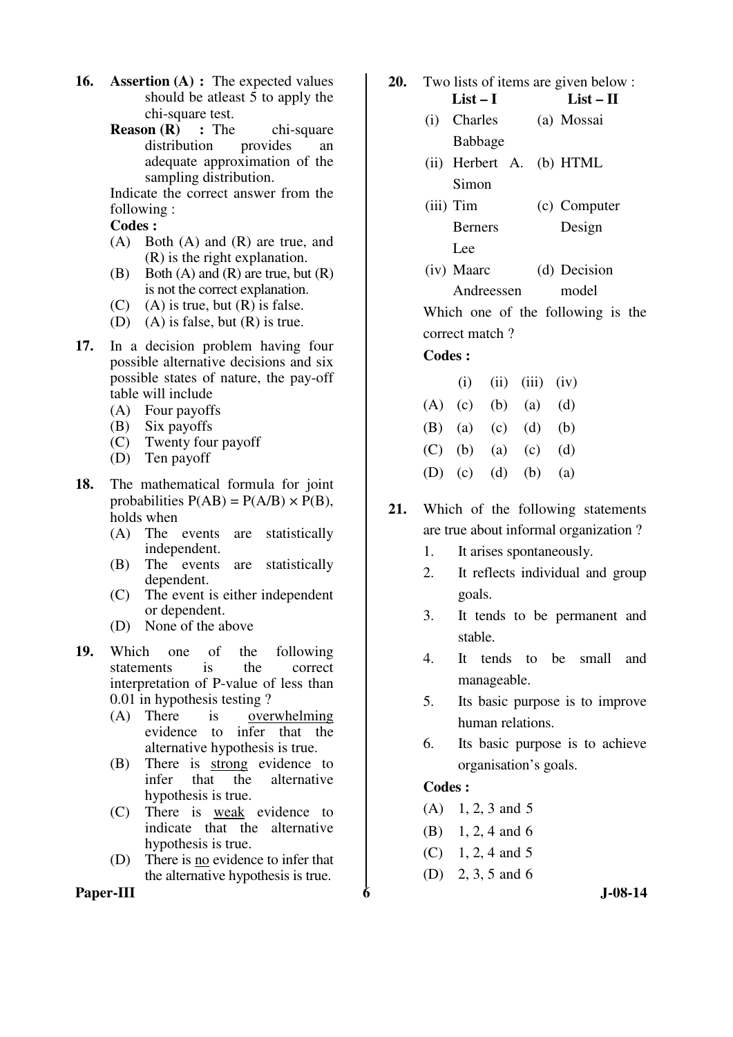16. **Assertion (A) :** The expected values should be atleast 5 to apply the chi-square test.

    **Reason (R) :** The chi-square distribution provides an adequate approximation of the sampling distribution.

    Indicate the correct answer from the following :

    **Codes :**

    (A) Both (A) and (R) are true, and (R) is the right explanation.

    (B) Both (A) and (R) are true, but (R) is not the correct explanation.

    (C) (A) is true, but (R) is false.

    (D) (A) is false, but (R) is true.

17. In a decision problem having four possible alternative decisions and six possible states of nature, the pay-off table will include

    (A) Four payoffs

    (B) Six payoffs

    (C) Twenty four payoff

    (D) Ten payoff

18. The mathematical formula for joint probabilities $P(AB) = P(A/B) \times P(B)$, holds when

    (A) The events are statistically independent.

    (B) The events are statistically dependent.

    (C) The event is either independent or dependent.

    (D) None of the above

19. Which one of the following statements is the correct interpretation of P-value of less than 0.01 in hypothesis testing ?

    (A) There is overwhelming evidence to infer that the alternative hypothesis is true.

    (B) There is strong evidence to infer that the alternative hypothesis is true.

    (C) There is weak evidence to indicate that the alternative hypothesis is true.

    (D) There is no evidence to infer that the alternative hypothesis is true.

20. Two lists of items are given below :

| List – I | List – II |
|---|---|
| (i) Charles Babbage | (a) Mossai |
| (ii) Herbert A. Simon | (b) HTML |
| (iii) Tim Berners Lee | (c) Computer Design |
| (iv) Maarc Andreessen | (d) Decision model |

Which one of the following is the correct match ?

**Codes :**

| | (i) | (ii) | (iii) | (iv) |
|---|---|---|---|---|
| (A) | (c) | (b) | (a) | (d) |
| (B) | (a) | (c) | (d) | (b) |
| (C) | (b) | (a) | (c) | (d) |
| (D) | (c) | (d) | (b) | (a) |

21. Which of the following statements are true about informal organization ?

    1. It arises spontaneously.
    2. It reflects individual and group goals.
    3. It tends to be permanent and stable.
    4. It tends to be small and manageable.
    5. Its basic purpose is to improve human relations.
    6. Its basic purpose is to achieve organisation's goals.

    **Codes :**

    (A) 1, 2, 3 and 5

    (B) 1, 2, 4 and 6

    (C) 1, 2, 4 and 5

    (D) 2, 3, 5 and 6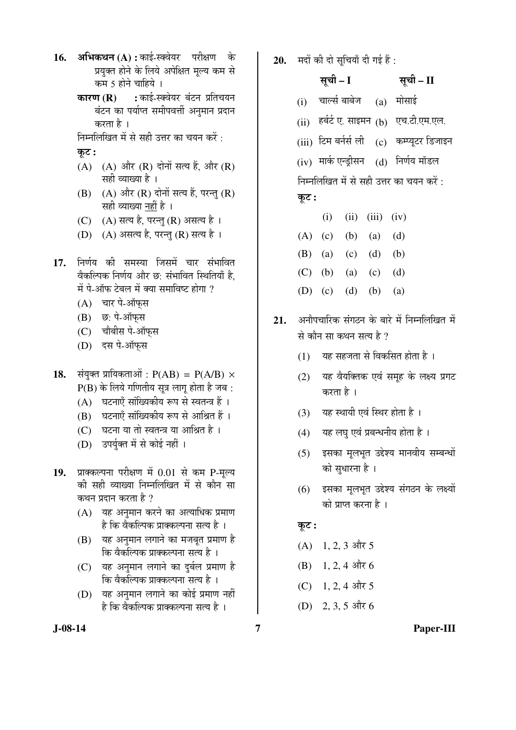16. **अभिकथन (A) :** काई-स्क्वेयर परीक्षण के प्रयुक्त होने के लिये अपेक्षित मूल्य कम से कम 5 होने चाहिये ।

    **कारण (R) :** काई-स्क्वेयर बंटन प्रतिचयन बंटन का पर्याप्त समीपवर्त्ती अनुमान प्रदान करता है ।

    निम्नलिखित में से सही उत्तर का चयन करें :

    **कूट :**

    (A) (A) और (R) दोनों सत्य हैं, और (R) सही व्याख्या है ।

    (B) (A) और (R) दोनों सत्य हैं, परन्तु (R) सही व्याख्या नहीं है ।

    (C) (A) सत्य है, परन्तु (R) असत्य है ।

    (D) (A) असत्य है, परन्तु (R) सत्य है ।

17. निर्णय की समस्या जिसमें चार संभावित वैकल्पिक निर्णय और छः संभावित स्थितियाँ है, में पे-ऑफ टेबल में क्या समाविष्ट होगा ?

    (A) चार पे-ऑफ्स

    (B) छः पे-ऑफ्स

    (C) चौबीस पे-ऑफ्स

    (D) दस पे-ऑफ्स

18. संयुक्त प्रायिकताओं : $P(AB) = P(A/B) \times P(B)$ के लिये गणितीय सूत्र लागू होता है जब :

    (A) घटनाएँ सांख्यिकीय रूप से स्वतन्त्र हैं ।

    (B) घटनाएँ सांख्यिकीय रूप से आश्रित हैं ।

    (C) घटना या तो स्वतन्त्र या आश्रित है ।

    (D) उपर्युक्त में से कोई नहीं ।

19. प्राक्कल्पना परीक्षण में 0.01 से कम P-मूल्य की सही व्याख्या निम्नलिखित में से कौन सा कथन प्रदान करता है ?

    (A) यह अनुमान करने का अत्याधिक प्रमाण है कि वैकल्पिक प्राक्कल्पना सत्य है ।

    (B) यह अनुमान लगाने का मजबूत प्रमाण है कि वैकल्पिक प्राक्कल्पना सत्य है ।

    (C) यह अनुमान लगाने का दुर्बल प्रमाण है कि वैकल्पिक प्राक्कल्पना सत्य है ।

    (D) यह अनुमान लगाने का कोई प्रमाण नहीं है कि वैकल्पिक प्राक्कल्पना सत्य है ।

20. मदों की दो सूचियाँ दी गई हैं :

| | **सूची – I** | | **सूची – II** |
|---|---|---|---|
| (i) | चार्ल्स बाबेज | (a) | मोसाई |
| (ii) | हर्बर्ट ए. साइमन | (b) | एच.टी.एम.एल. |
| (iii) | टिम बर्नर्स ली | (c) | कम्प्यूटर डिजाइन |
| (iv) | मार्क एन्ड्रीसन | (d) | निर्णय मॉडल |

    निम्नलिखित में से सही उत्तर का चयन करें :

    **कूट :**

| | (i) | (ii) | (iii) | (iv) |
|---|---|---|---|---|
| (A) | (c) | (b) | (a) | (d) |
| (B) | (a) | (c) | (d) | (b) |
| (C) | (b) | (a) | (c) | (d) |
| (D) | (c) | (d) | (b) | (a) |

21. अनौपचारिक संगठन के बारे में निम्नलिखित में से कौन सा कथन सत्य है ?

    (1) यह सहजता से विकसित होता है ।

    (2) यह वैयक्तिक एवं समूह के लक्ष्य प्रगट करता है ।

    (3) यह स्थायी एवं स्थिर होता है ।

    (4) यह लघु एवं प्रबन्धनीय होता है ।

    (5) इसका मूलभूत उद्देश्य मानवीय सम्बन्धों को सुधारना है ।

    (6) इसका मूलभूत उद्देश्य संगठन के लक्ष्यों को प्राप्त करना है ।

    **कूट :**

    (A) 1, 2, 3 और 5

    (B) 1, 2, 4 और 6

    (C) 1, 2, 4 और 5

    (D) 2, 3, 5 और 6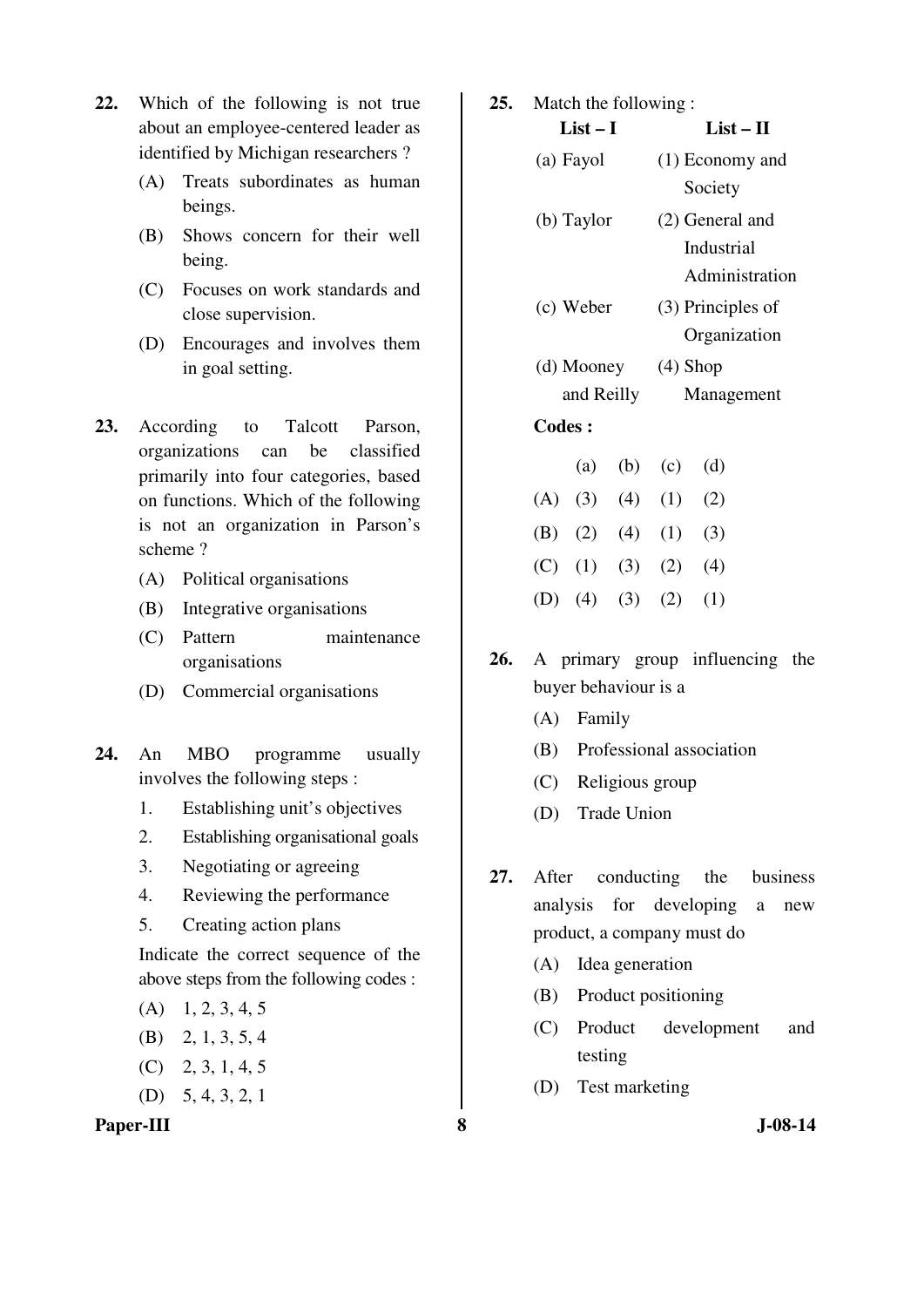22. Which of the following is not true about an employee-centered leader as identified by Michigan researchers ?

    (A) Treats subordinates as human beings.

    (B) Shows concern for their well being.

    (C) Focuses on work standards and close supervision.

    (D) Encourages and involves them in goal setting.

23. According to Talcott Parson, organizations can be classified primarily into four categories, based on functions. Which of the following is not an organization in Parson's scheme ?

    (A) Political organisations

    (B) Integrative organisations

    (C) Pattern maintenance organisations

    (D) Commercial organisations

24. An MBO programme usually involves the following steps :

    1. Establishing unit's objectives
    2. Establishing organisational goals
    3. Negotiating or agreeing
    4. Reviewing the performance
    5. Creating action plans

    Indicate the correct sequence of the above steps from the following codes :

    (A) 1, 2, 3, 4, 5

    (B) 2, 1, 3, 5, 4

    (C) 2, 3, 1, 4, 5

    (D) 5, 4, 3, 2, 1

25. Match the following :

| List – I | List – II |
|---|---|
| (a) Fayol | (1) Economy and Society |
| (b) Taylor | (2) General and Industrial Administration |
| (c) Weber | (3) Principles of Organization |
| (d) Mooney and Reilly | (4) Shop Management |

**Codes :**

| | (a) | (b) | (c) | (d) |
|---|---|---|---|---|
| (A) | (3) | (4) | (1) | (2) |
| (B) | (2) | (4) | (1) | (3) |
| (C) | (1) | (3) | (2) | (4) |
| (D) | (4) | (3) | (2) | (1) |

26. A primary group influencing the buyer behaviour is a

    (A) Family

    (B) Professional association

    (C) Religious group

    (D) Trade Union

27. After conducting the business analysis for developing a new product, a company must do

    (A) Idea generation

    (B) Product positioning

    (C) Product development and testing

    (D) Test marketing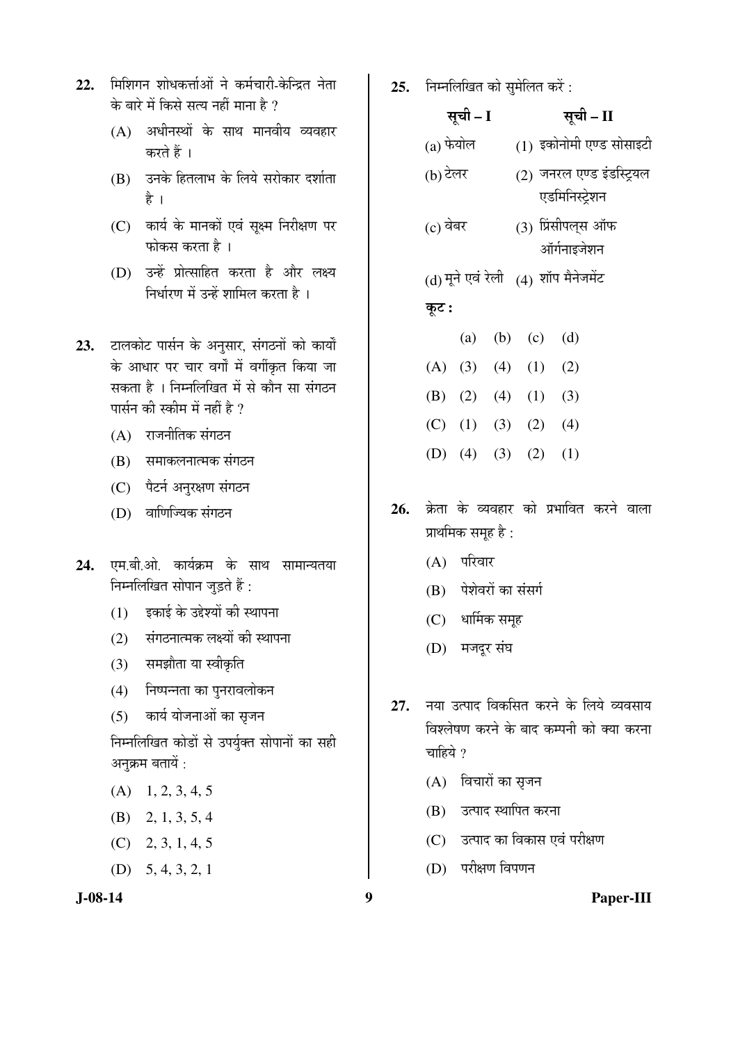22. मिशिगन शोधकर्त्ताओं ने कर्मचारी-केन्द्रित नेता के बारे में किसे सत्य नहीं माना है ?

 (A) अधीनस्थों के साथ मानवीय व्यवहार करते हैं ।

 (B) उनके हितलाभ के लिये सरोकार दर्शाता है ।

 (C) कार्य के मानकों एवं सूक्ष्म निरीक्षण पर फोकस करता है ।

 (D) उन्हें प्रोत्साहित करता है और लक्ष्य निर्धारण में उन्हें शामिल करता है ।

23. टालकोट पार्सन के अनुसार, संगठनों को कार्यों के आधार पर चार वर्गों में वर्गीकृत किया जा सकता है । निम्नलिखित में से कौन सा संगठन पार्सन की स्कीम में नहीं है ?

 (A) राजनीतिक संगठन

 (B) समाकलनात्मक संगठन

 (C) पैटर्न अनुरक्षण संगठन

 (D) वाणिज्यिक संगठन

24. एम.बी.ओ. कार्यक्रम के साथ सामान्यतया निम्नलिखित सोपान जुड़ते हैं :

 (1) इकाई के उद्देश्यों की स्थापना

 (2) संगठनात्मक लक्ष्यों की स्थापना

 (3) समझौता या स्वीकृति

 (4) निष्पन्नता का पुनरावलोकन

 (5) कार्य योजनाओं का सृजन

 निम्नलिखित कोडों से उपर्युक्त सोपानों का सही अनुक्रम बतायें :

 (A) 1, 2, 3, 4, 5

 (B) 2, 1, 3, 5, 4

 (C) 2, 3, 1, 4, 5

 (D) 5, 4, 3, 2, 1

25. निम्नलिखित को सुमेलित करें :

| सूची – I | सूची – II |
|---|---|
| (a) फेयोल | (1) इकोनोमी एण्ड सोसाइटी |
| (b) टेलर | (2) जनरल एण्ड इंडस्ट्रियल एडमिनिस्ट्रेशन |
| (c) वेबर | (3) प्रिंसीपल्स ऑफ ऑर्गनाइजेशन |
| (d) मूने एवं रेली | (4) शॉप मैनेजमेंट |

 **कूट :**

| | (a) | (b) | (c) | (d) |
|---|---|---|---|---|
| (A) | (3) | (4) | (1) | (2) |
| (B) | (2) | (4) | (1) | (3) |
| (C) | (1) | (3) | (2) | (4) |
| (D) | (4) | (3) | (2) | (1) |

26. क्रेता के व्यवहार को प्रभावित करने वाला प्राथमिक समूह है :

 (A) परिवार

 (B) पेशेवरों का संसर्ग

 (C) धार्मिक समूह

 (D) मजदूर संघ

27. नया उत्पाद विकसित करने के लिये व्यवसाय विश्लेषण करने के बाद कम्पनी को क्या करना चाहिये ?

 (A) विचारों का सृजन

 (B) उत्पाद स्थापित करना

 (C) उत्पाद का विकास एवं परीक्षण

 (D) परीक्षण विपणन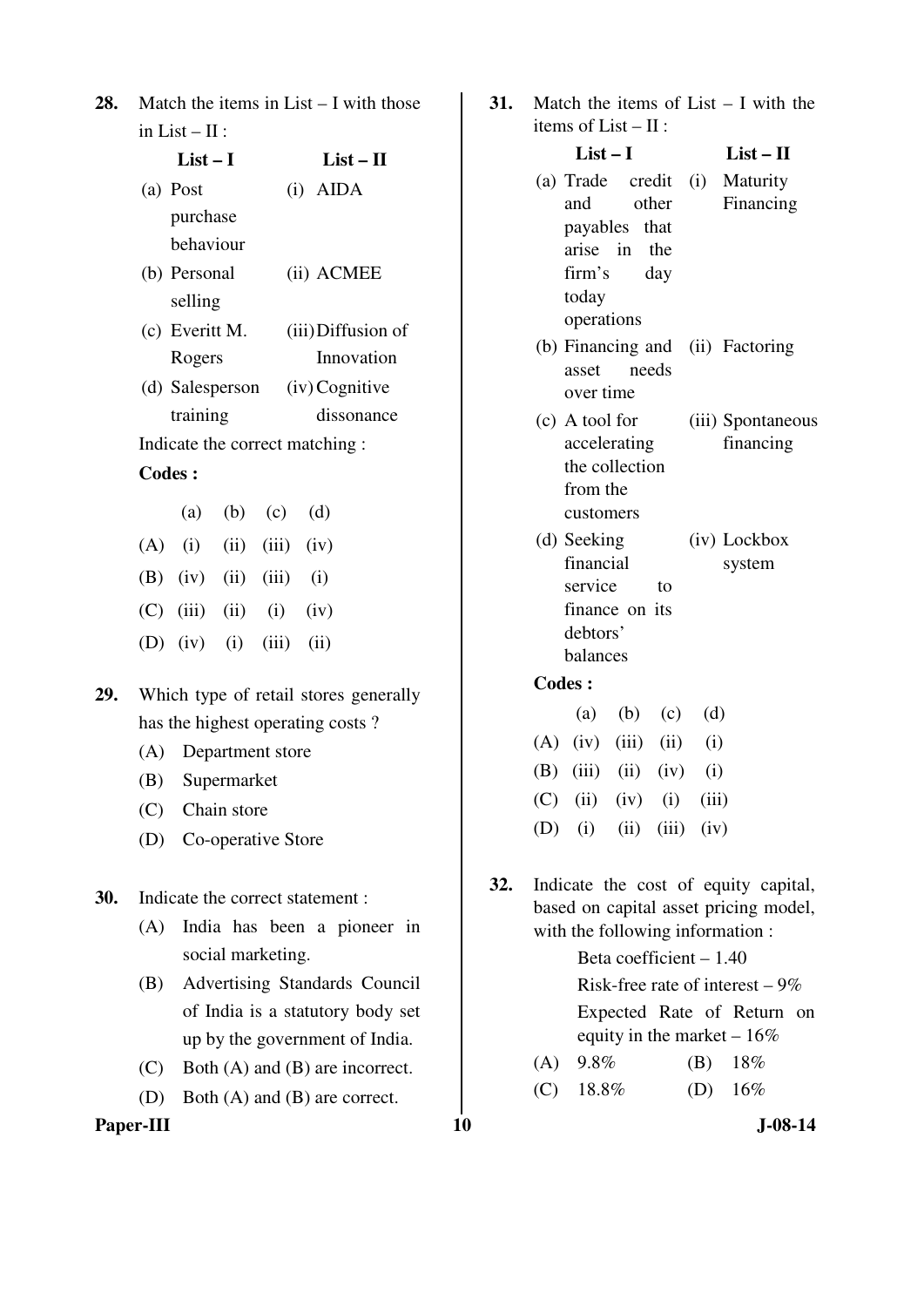**28.** Match the items in List – I with those in List – II :

| List – I | List – II |
|---|---|
| (a) Post purchase behaviour | (i) AIDA |
| (b) Personal selling | (ii) ACMEE |
| (c) Everitt M. Rogers | (iii) Diffusion of Innovation |
| (d) Salesperson training | (iv) Cognitive dissonance |

Indicate the correct matching :

**Codes :**

| | (a) | (b) | (c) | (d) |
|---|---|---|---|---|
| (A) | (i) | (ii) | (iii) | (iv) |
| (B) | (iv) | (ii) | (iii) | (i) |
| (C) | (iii) | (ii) | (i) | (iv) |
| (D) | (iv) | (i) | (iii) | (ii) |

**29.** Which type of retail stores generally has the highest operating costs ?

(A) Department store

(B) Supermarket

(C) Chain store

(D) Co-operative Store

**30.** Indicate the correct statement :

(A) India has been a pioneer in social marketing.

(B) Advertising Standards Council of India is a statutory body set up by the government of India.

(C) Both (A) and (B) are incorrect.

(D) Both (A) and (B) are correct.

**31.** Match the items of List – I with the items of List – II :

| List – I | List – II |
|---|---|
| (a) Trade credit and other payables that arise in the firm's day today operations | (i) Maturity Financing |
| (b) Financing and asset needs over time | (ii) Factoring |
| (c) A tool for accelerating the collection from the customers | (iii) Spontaneous financing |
| (d) Seeking financial service to finance on its debtors' balances | (iv) Lockbox system |

**Codes :**

| | (a) | (b) | (c) | (d) |
|---|---|---|---|---|
| (A) | (iv) | (iii) | (ii) | (i) |
| (B) | (iii) | (ii) | (iv) | (i) |
| (C) | (ii) | (iv) | (i) | (iii) |
| (D) | (i) | (ii) | (iii) | (iv) |

**32.** Indicate the cost of equity capital, based on capital asset pricing model, with the following information :

Beta coefficient – 1.40

Risk-free rate of interest – 9%

Expected Rate of Return on equity in the market – 16%

(A) 9.8% (B) 18%

(C) 18.8% (D) 16%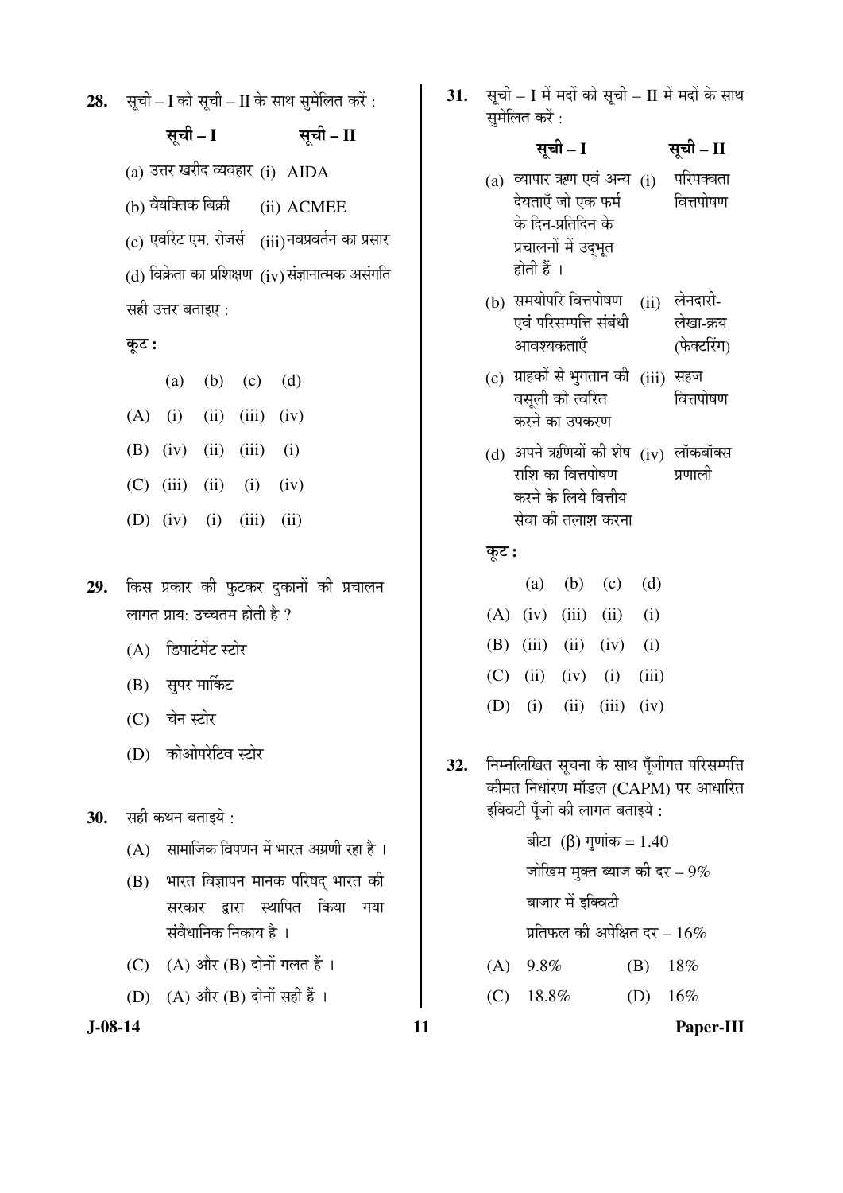28. सूची – I को सूची – II के साथ सुमेलित करें :

| सूची – I | सूची – II |
|---|---|
| (a) उत्तर खरीद व्यवहार | (i) AIDA |
| (b) वैयक्तिक बिक्री | (ii) ACMEE |
| (c) एवरिट एम. रोजर्स | (iii) नवप्रवर्तन का प्रसार |
| (d) विक्रेता का प्रशिक्षण | (iv) संज्ञानात्मक असंगति |

सही उत्तर बताइए :

**कूट :**

| | (a) | (b) | (c) | (d) |
|---|---|---|---|---|
| (A) | (i) | (ii) | (iii) | (iv) |
| (B) | (iv) | (ii) | (iii) | (i) |
| (C) | (iii) | (ii) | (i) | (iv) |
| (D) | (iv) | (i) | (iii) | (ii) |

29. किस प्रकार की फुटकर दुकानों की प्रचालन लागत प्राय: उच्चतम होती है ?

(A) डिपार्टमेंट स्टोर

(B) सुपर मार्किट

(C) चेन स्टोर

(D) कोओपरेटिव स्टोर

30. सही कथन बताइये :

(A) सामाजिक विपणन में भारत अग्रणी रहा है ।

(B) भारत विज्ञापन मानक परिषद् भारत की सरकार द्वारा स्थापित किया गया संवैधानिक निकाय है ।

(C) (A) और (B) दोनों गलत हैं ।

(D) (A) और (B) दोनों सही हैं ।

31. सूची – I में मदों को सूची – II में मदों के साथ सुमेलित करें :

| सूची – I | सूची – II |
|---|---|
| (a) व्यापार ऋण एवं अन्य देयताएँ जो एक फर्म के दिन-प्रतिदिन के प्रचालनों में उद्भूत होती हैं । | (i) परिपक्वता वित्तपोषण |
| (b) समयोपरि वित्तपोषण एवं परिसम्पत्ति संबंधी आवश्यकताएँ | (ii) लेनदारी-लेखा-क्रय (फेक्टरिंग) |
| (c) ग्राहकों से भुगतान की वसूली को त्वरित करने का उपकरण | (iii) सहज वित्तपोषण |
| (d) अपने ऋणियों की शेष राशि का वित्तपोषण करने के लिये वित्तीय सेवा की तलाश करना | (iv) लॉकबॉक्स प्रणाली |

**कूट :**

| | (a) | (b) | (c) | (d) |
|---|---|---|---|---|
| (A) | (iv) | (iii) | (ii) | (i) |
| (B) | (iii) | (ii) | (iv) | (i) |
| (C) | (ii) | (iv) | (i) | (iii) |
| (D) | (i) | (ii) | (iii) | (iv) |

32. निम्नलिखित सूचना के साथ पूँजीगत परिसम्पत्ति कीमत निर्धारण मॉडल (CAPM) पर आधारित इक्विटी पूँजी की लागत बताइये :

बीटा ($\beta$) गुणांक = 1.40

जोखिम मुक्त ब्याज की दर – 9%

बाजार में इक्विटी

प्रतिफल की अपेक्षित दर – 16%

(A) 9.8%

(B) 18%

(C) 18.8%

(D) 16%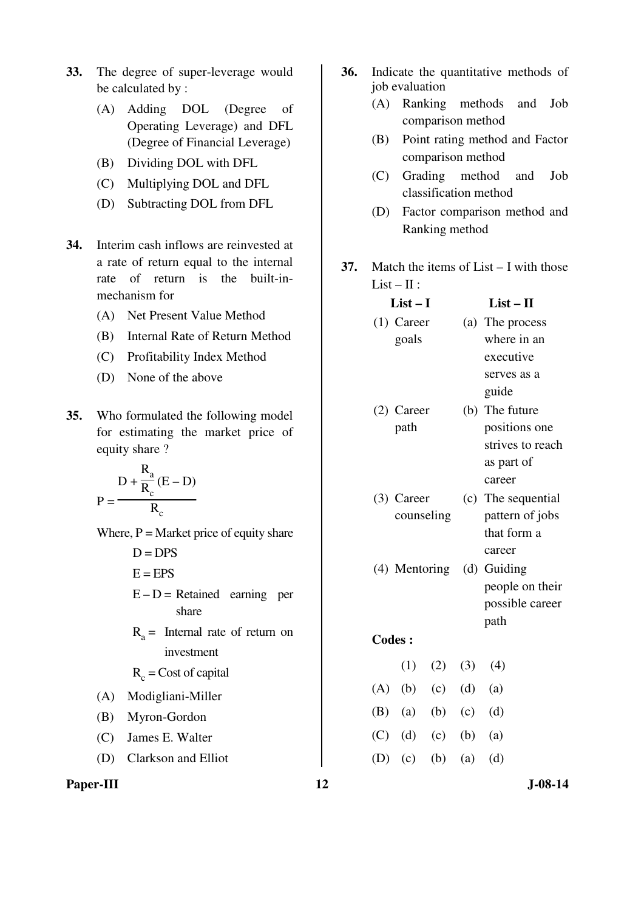**33.** The degree of super-leverage would be calculated by :

(A) Adding DOL (Degree of Operating Leverage) and DFL (Degree of Financial Leverage)

(B) Dividing DOL with DFL

(C) Multiplying DOL and DFL

(D) Subtracting DOL from DFL

**34.** Interim cash inflows are reinvested at a rate of return equal to the internal rate of return is the built-in-mechanism for

(A) Net Present Value Method

(B) Internal Rate of Return Method

(C) Profitability Index Method

(D) None of the above

**35.** Who formulated the following model for estimating the market price of equity share ?

$$P = \frac{D + \frac{R_a}{R_c}(E - D)}{R_c}$$

Where, P = Market price of equity share

D = DPS

E = EPS

E – D = Retained earning per share

$R_a$ = Internal rate of return on investment

$R_c$ = Cost of capital

(A) Modigliani-Miller

(B) Myron-Gordon

(C) James E. Walter

(D) Clarkson and Elliot

**36.** Indicate the quantitative methods of job evaluation

(A) Ranking methods and Job comparison method

(B) Point rating method and Factor comparison method

(C) Grading method and Job classification method

(D) Factor comparison method and Ranking method

**37.** Match the items of List – I with those List – II :

| List – I | List – II |
|---|---|
| (1) Career goals | (a) The process where in an executive serves as a guide |
| (2) Career path | (b) The future positions one strives to reach as part of career |
| (3) Career counseling | (c) The sequential pattern of jobs that form a career |
| (4) Mentoring | (d) Guiding people on their possible career path |

**Codes :**

| | (1) | (2) | (3) | (4) |
|---|---|---|---|---|
| (A) | (b) | (c) | (d) | (a) |
| (B) | (a) | (b) | (c) | (d) |
| (C) | (d) | (c) | (b) | (a) |
| (D) | (c) | (b) | (a) | (d) |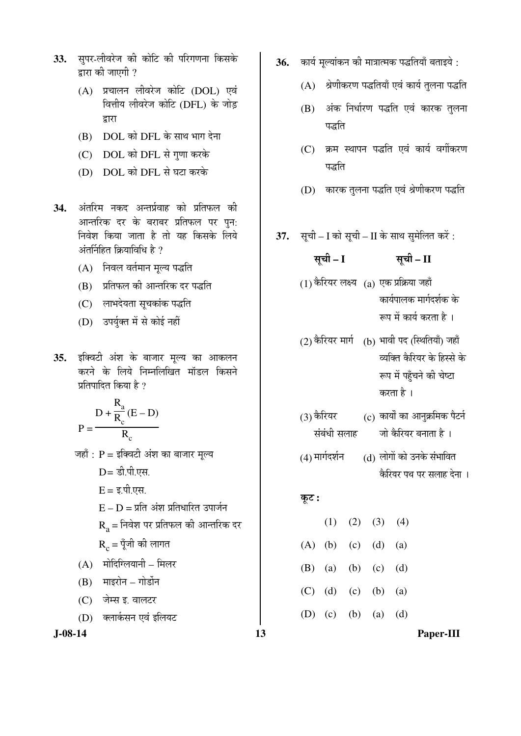**33.** सुपर-लीवरेज की कोटि की परिगणना किसके द्वारा की जाएगी ?

(A) प्रचालन लीवरेज कोटि (DOL) एवं वित्तीय लीवरेज कोटि (DFL) के जोड़ द्वारा

(B) DOL को DFL के साथ भाग देना

(C) DOL को DFL से गुणा करके

(D) DOL को DFL से घटा करके

**34.** अंतरिम नकद अन्तर्प्रवाह को प्रतिफल की आन्तरिक दर के बराबर प्रतिफल पर पुन: निवेश किया जाता है तो यह किसके लिये अंतर्निहित क्रियाविधि है ?

(A) निवल वर्तमान मूल्य पद्धति

(B) प्रतिफल की आन्तरिक दर पद्धति

(C) लाभदेयता सूचकांक पद्धति

(D) उपर्युक्त में से कोई नहीं

**35.** इक्विटी अंश के बाजार मूल्य का आकलन करने के लिये निम्नलिखित मॉडल किसने प्रतिपादित किया है ?

$$P = \frac{D + \frac{R_a}{R_c}(E - D)}{R_c}$$

जहाँ : P = इक्विटी अंश का बाजार मूल्य

D = डी.पी.एस.

E = इ.पी.एस.

E – D = प्रति अंश प्रतिधारित उपार्जन

$R_a$ = निवेश पर प्रतिफल की आन्तरिक दर

$R_c$ = पूँजी की लागत

(A) मोदिग्लियानी – मिलर

(B) माइरोन – गोर्डोन

(C) जेम्स इ. वालटर

(D) क्लार्कसन एवं इलियट

**36.** कार्य मूल्यांकन की मात्रात्मक पद्धतियाँ बताइये :

(A) श्रेणीकरण पद्धतियाँ एवं कार्य तुलना पद्धति

(B) अंक निर्धारण पद्धति एवं कारक तुलना पद्धति

(C) क्रम स्थापन पद्धति एवं कार्य वर्गीकरण पद्धति

(D) कारक तुलना पद्धति एवं श्रेणीकरण पद्धति

**37.** सूची – I को सूची – II के साथ सुमेलित करें :

| सूची – I | सूची – II |
|---|---|
| (1) कैरियर लक्ष्य | (a) एक प्रक्रिया जहाँ कार्यपालक मार्गदर्शक के रूप में कार्य करता है । |
| (2) कैरियर मार्ग | (b) भावी पद (स्थितियाँ) जहाँ व्यक्ति कैरियर के हिस्से के रूप में पहुँचने की चेष्टा करता है । |
| (3) कैरियर संबंधी सलाह | (c) कार्यों का आनुक्रमिक पैटर्न जो कैरियर बनाता है । |
| (4) मार्गदर्शन | (d) लोगों को उनके संभावित कैरियर पथ पर सलाह देना । |

**कूट :**

| | (1) | (2) | (3) | (4) |
|---|---|---|---|---|
| (A) | (b) | (c) | (d) | (a) |
| (B) | (a) | (b) | (c) | (d) |
| (C) | (d) | (c) | (b) | (a) |
| (D) | (c) | (b) | (a) | (d) |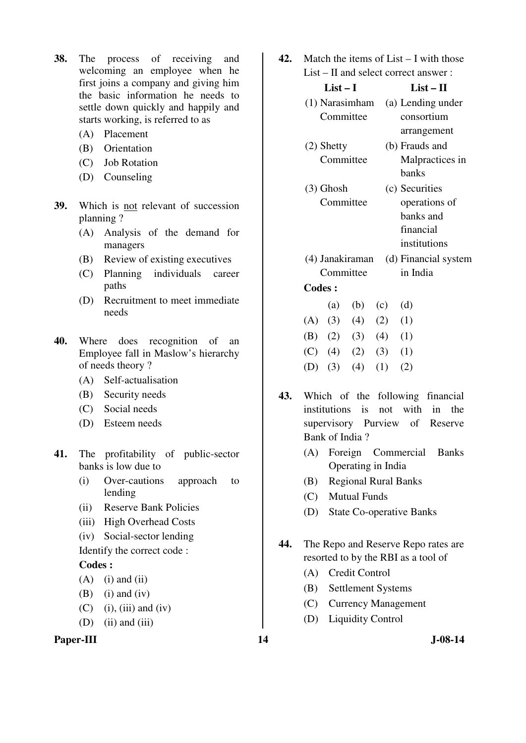38. The process of receiving and welcoming an employee when he first joins a company and giving him the basic information he needs to settle down quickly and happily and starts working, is referred to as

   (A) Placement
   (B) Orientation
   (C) Job Rotation
   (D) Counseling

39. Which is not relevant of succession planning ?

   (A) Analysis of the demand for managers
   (B) Review of existing executives
   (C) Planning individuals career paths
   (D) Recruitment to meet immediate needs

40. Where does recognition of an Employee fall in Maslow's hierarchy of needs theory ?

   (A) Self-actualisation
   (B) Security needs
   (C) Social needs
   (D) Esteem needs

41. The profitability of public-sector banks is low due to

   (i) Over-cautions approach to lending
   (ii) Reserve Bank Policies
   (iii) High Overhead Costs
   (iv) Social-sector lending

   Identify the correct code :

   **Codes :**

   (A) (i) and (ii)
   (B) (i) and (iv)
   (C) (i), (iii) and (iv)
   (D) (ii) and (iii)

42. Match the items of List – I with those List – II and select correct answer :

| List – I | List – II |
|---|---|
| (1) Narasimham Committee | (a) Lending under consortium arrangement |
| (2) Shetty Committee | (b) Frauds and Malpractices in banks |
| (3) Ghosh Committee | (c) Securities operations of banks and financial institutions |
| (4) Janakiraman Committee | (d) Financial system in India |

   **Codes :**

|  | (a) | (b) | (c) | (d) |
|---|---|---|---|---|
| (A) | (3) | (4) | (2) | (1) |
| (B) | (2) | (3) | (4) | (1) |
| (C) | (4) | (2) | (3) | (1) |
| (D) | (3) | (4) | (1) | (2) |

43. Which of the following financial institutions is not with in the supervisory Purview of Reserve Bank of India ?

   (A) Foreign Commercial Banks Operating in India
   (B) Regional Rural Banks
   (C) Mutual Funds
   (D) State Co-operative Banks

44. The Repo and Reserve Repo rates are resorted to by the RBI as a tool of

   (A) Credit Control
   (B) Settlement Systems
   (C) Currency Management
   (D) Liquidity Control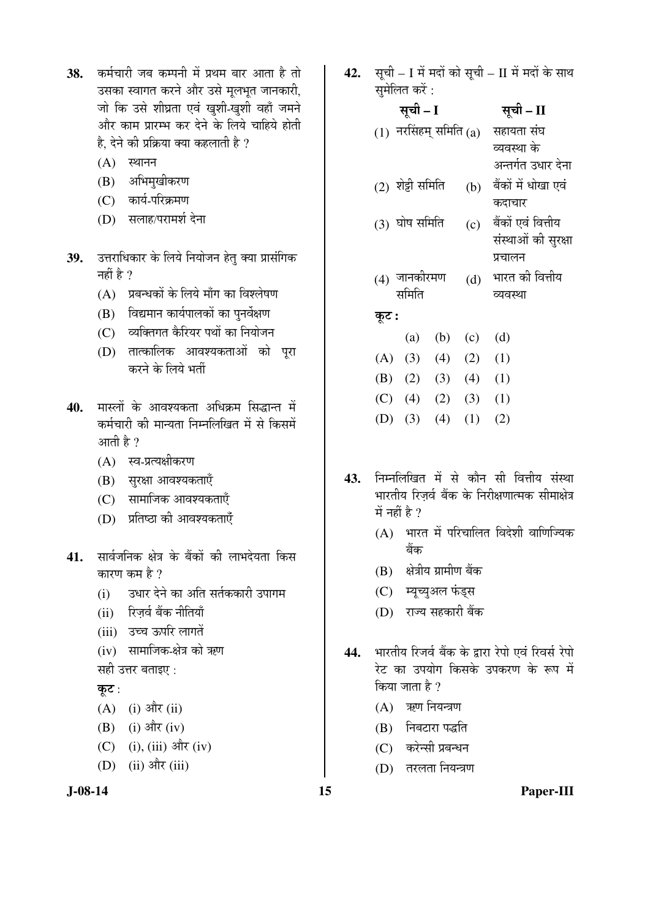38. कर्मचारी जब कम्पनी में प्रथम बार आता है तो उसका स्वागत करने और उसे मूलभूत जानकारी, जो कि उसे शीघ्रता एवं खुशी-खुशी वहाँ जमने और काम प्रारम्भ कर देने के लिये चाहिये होती है, देने की प्रक्रिया क्या कहलाती है ?

(A) स्थानन
(B) अभिमुखीकरण
(C) कार्य-परिक्रमण
(D) सलाह/परामर्श देना

39. उत्तराधिकार के लिये नियोजन हेतु क्या प्रासंगिक नहीं है ?

(A) प्रबन्धकों के लिये माँग का विश्लेषण
(B) विद्यमान कार्यपालकों का पुनर्वेक्षण
(C) व्यक्तिगत कैरियर पथों का नियोजन
(D) तात्कालिक आवश्यकताओं को पूरा करने के लिये भर्ती

40. मास्लों के आवश्यकता अधिक्रम सिद्धान्त में कर्मचारी की मान्यता निम्नलिखित में से किसमें आती है ?

(A) स्व-प्रत्यक्षीकरण
(B) सुरक्षा आवश्यकताएँ
(C) सामाजिक आवश्यकताएँ
(D) प्रतिष्ठा की आवश्यकताएँ

41. सार्वजनिक क्षेत्र के बैंकों की लाभदेयता किस कारण कम है ?

(i) उधार देने का अति सर्तककारी उपागम
(ii) रिज़र्व बैंक नीतियाँ
(iii) उच्च ऊपरि लागतें
(iv) सामाजिक-क्षेत्र को ऋण

सही उत्तर बताइए :

**कूट** :

(A) (i) और (ii)
(B) (i) और (iv)
(C) (i), (iii) और (iv)
(D) (ii) और (iii)

42. सूची – I में मदों को सूची – II में मदों के साथ सुमेलित करें :

| सूची – I | सूची – II |
|---|---|
| (1) नरसिंहम् समिति | (a) सहायता संघ व्यवस्था के अन्तर्गत उधार देना |
| (2) शेट्टी समिति | (b) बैंकों में धोखा एवं कदाचार |
| (3) घोष समिति | (c) बैंकों एवं वित्तीय संस्थाओं की सुरक्षा प्रचालन |
| (4) जानकीरमण समिति | (d) भारत की वित्तीय व्यवस्था |

**कूट :**

| | (a) | (b) | (c) | (d) |
|---|---|---|---|---|
| (A) | (3) | (4) | (2) | (1) |
| (B) | (2) | (3) | (4) | (1) |
| (C) | (4) | (2) | (3) | (1) |
| (D) | (3) | (4) | (1) | (2) |

43. निम्नलिखित में से कौन सी वित्तीय संस्था भारतीय रिज़र्व बैंक के निरीक्षणात्मक सीमाक्षेत्र में नहीं है ?

(A) भारत में परिचालित विदेशी वाणिज्यिक बैंक
(B) क्षेत्रीय ग्रामीण बैंक
(C) म्यूच्युअल फंड्स
(D) राज्य सहकारी बैंक

44. भारतीय रिजर्व बैंक के द्वारा रेपो एवं रिवर्स रेपो रेट का उपयोग किसके उपकरण के रूप में किया जाता है ?

(A) ऋण नियन्त्रण
(B) निबटारा पद्धति
(C) करेन्सी प्रबन्धन
(D) तरलता नियन्त्रण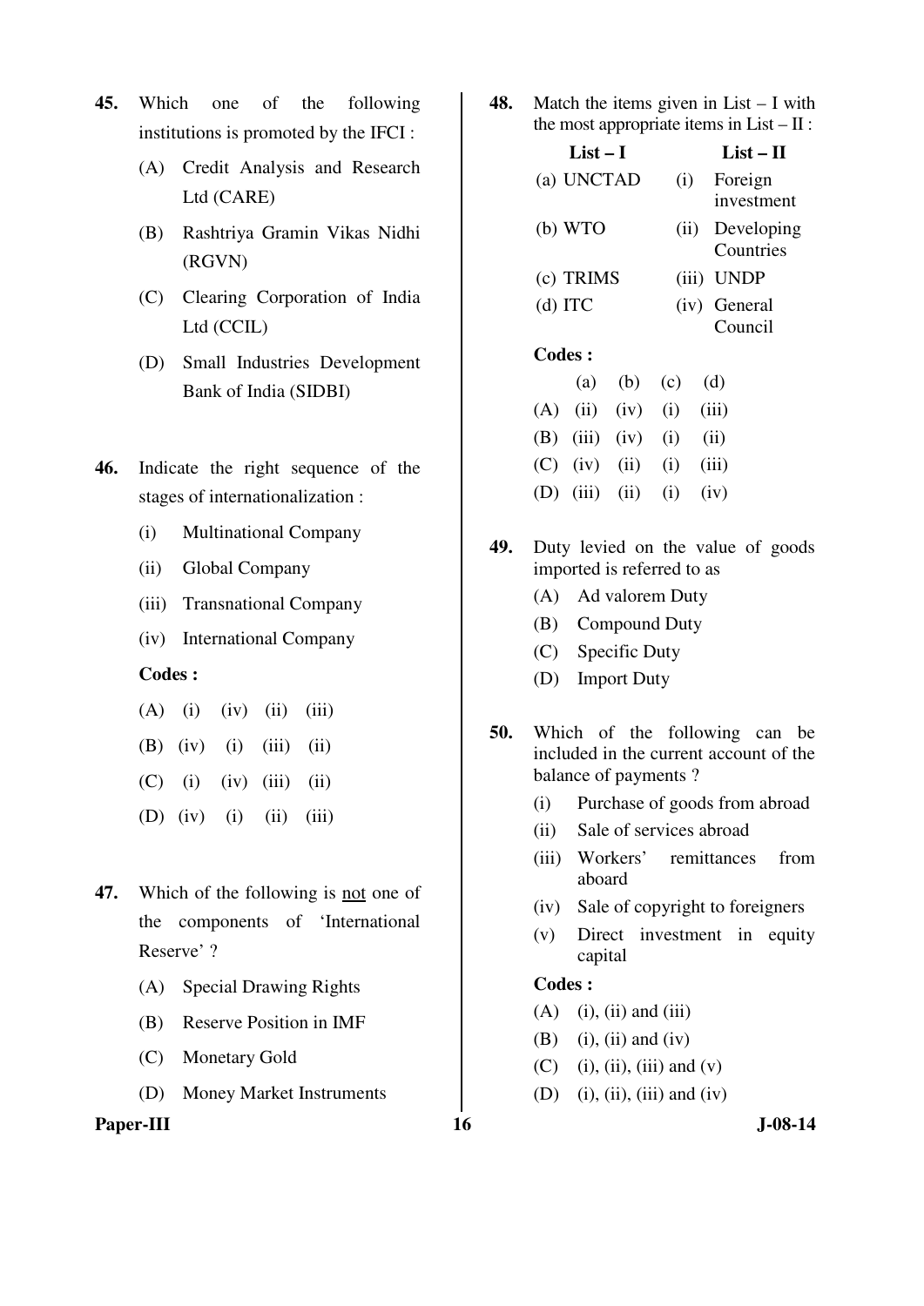45. Which one of the following institutions is promoted by the IFCI :

(A) Credit Analysis and Research Ltd (CARE)

(B) Rashtriya Gramin Vikas Nidhi (RGVN)

(C) Clearing Corporation of India Ltd (CCIL)

(D) Small Industries Development Bank of India (SIDBI)

46. Indicate the right sequence of the stages of internationalization :

(i) Multinational Company

(ii) Global Company

(iii) Transnational Company

(iv) International Company

**Codes :**

(A) (i) (iv) (ii) (iii)

(B) (iv) (i) (iii) (ii)

(C) (i) (iv) (iii) (ii)

(D) (iv) (i) (ii) (iii)

47. Which of the following is not one of the components of 'International Reserve' ?

(A) Special Drawing Rights

(B) Reserve Position in IMF

(C) Monetary Gold

(D) Money Market Instruments

48. Match the items given in List – I with the most appropriate items in List – II :

| List – I | List – II |
|---|---|
| (a) UNCTAD | (i) Foreign investment |
| (b) WTO | (ii) Developing Countries |
| (c) TRIMS | (iii) UNDP |
| (d) ITC | (iv) General Council |

**Codes :**

| | (a) | (b) | (c) | (d) |
|---|---|---|---|---|
| (A) | (ii) | (iv) | (i) | (iii) |
| (B) | (iii) | (iv) | (i) | (ii) |
| (C) | (iv) | (ii) | (i) | (iii) |
| (D) | (iii) | (ii) | (i) | (iv) |

49. Duty levied on the value of goods imported is referred to as

(A) Ad valorem Duty

(B) Compound Duty

(C) Specific Duty

(D) Import Duty

50. Which of the following can be included in the current account of the balance of payments ?

(i) Purchase of goods from abroad

(ii) Sale of services abroad

(iii) Workers' remittances from aboard

(iv) Sale of copyright to foreigners

(v) Direct investment in equity capital

**Codes :**

(A) (i), (ii) and (iii)

(B) (i), (ii) and (iv)

(C) (i), (ii), (iii) and (v)

(D) (i), (ii), (iii) and (iv)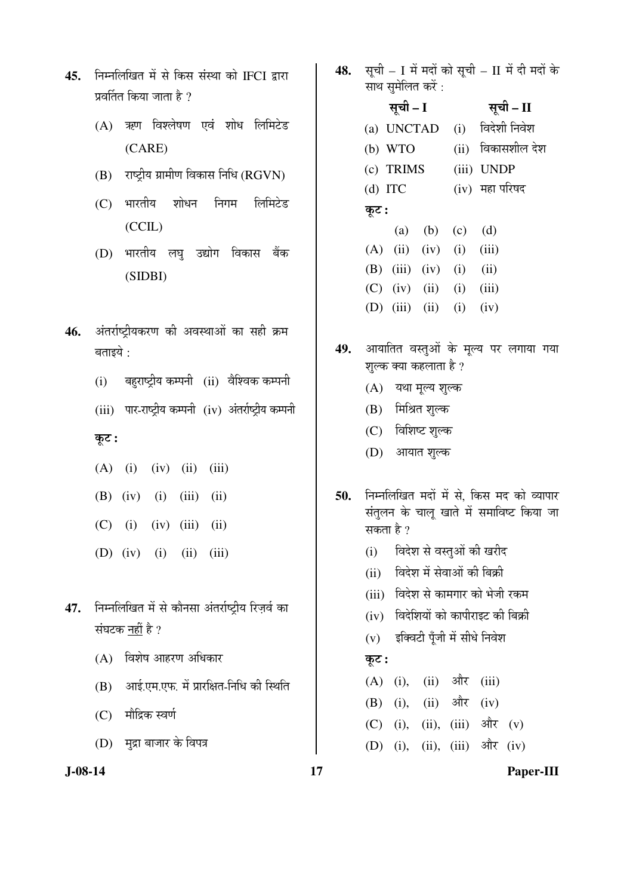45. निम्नलिखित में से किस संस्था को IFCI द्वारा प्रवर्तित किया जाता है ?

(A) ऋण विश्लेषण एवं शोध लिमिटेड (CARE)

(B) राष्ट्रीय ग्रामीण विकास निधि (RGVN)

(C) भारतीय शोधन निगम लिमिटेड (CCIL)

(D) भारतीय लघु उद्योग विकास बैंक (SIDBI)

46. अंतर्राष्ट्रीयकरण की अवस्थाओं का सही क्रम बताइये :

(i) बहुराष्ट्रीय कम्पनी (ii) वैश्विक कम्पनी

(iii) पार-राष्ट्रीय कम्पनी (iv) अंतर्राष्ट्रीय कम्पनी

**कूट :**

(A) (i) (iv) (ii) (iii)

(B) (iv) (i) (iii) (ii)

(C) (i) (iv) (iii) (ii)

(D) (iv) (i) (ii) (iii)

47. निम्नलिखित में से कौनसा अंतर्राष्ट्रीय रिज़र्व का संघटक नहीं है ?

(A) विशेष आहरण अधिकार

(B) आई.एम.एफ. में प्रारक्षित-निधि की स्थिति

(C) मौद्रिक स्वर्ण

(D) मुद्रा बाजार के विपत्र

48. सूची – I में मदों को सूची – II में दी मदों के साथ सुमेलित करें :

| सूची – I | सूची – II |
|---|---|
| (a) UNCTAD | (i) विदेशी निवेश |
| (b) WTO | (ii) विकासशील देश |
| (c) TRIMS | (iii) UNDP |
| (d) ITC | (iv) महा परिषद |

**कूट :**

| | (a) | (b) | (c) | (d) |
|---|---|---|---|---|
| (A) | (ii) | (iv) | (i) | (iii) |
| (B) | (iii) | (iv) | (i) | (ii) |
| (C) | (iv) | (ii) | (i) | (iii) |
| (D) | (iii) | (ii) | (i) | (iv) |

49. आयातित वस्तुओं के मूल्य पर लगाया गया शुल्क क्या कहलाता है ?

(A) यथा मूल्य शुल्क

(B) मिश्रित शुल्क

(C) विशिष्ट शुल्क

(D) आयात शुल्क

50. निम्नलिखित मदों में से, किस मद को व्यापार संतुलन के चालू खाते में समाविष्ट किया जा सकता है ?

(i) विदेश से वस्तुओं की खरीद

(ii) विदेश में सेवाओं की बिक्री

(iii) विदेश से कामगार को भेजी रकम

(iv) विदेशियों को कापीराइट की बिक्री

(v) इक्विटी पूँजी में सीधे निवेश

**कूट :**

(A) (i), (ii) और (iii)

(B) (i), (ii) और (iv)

(C) (i), (ii), (iii) और (v)

(D) (i), (ii), (iii) और (iv)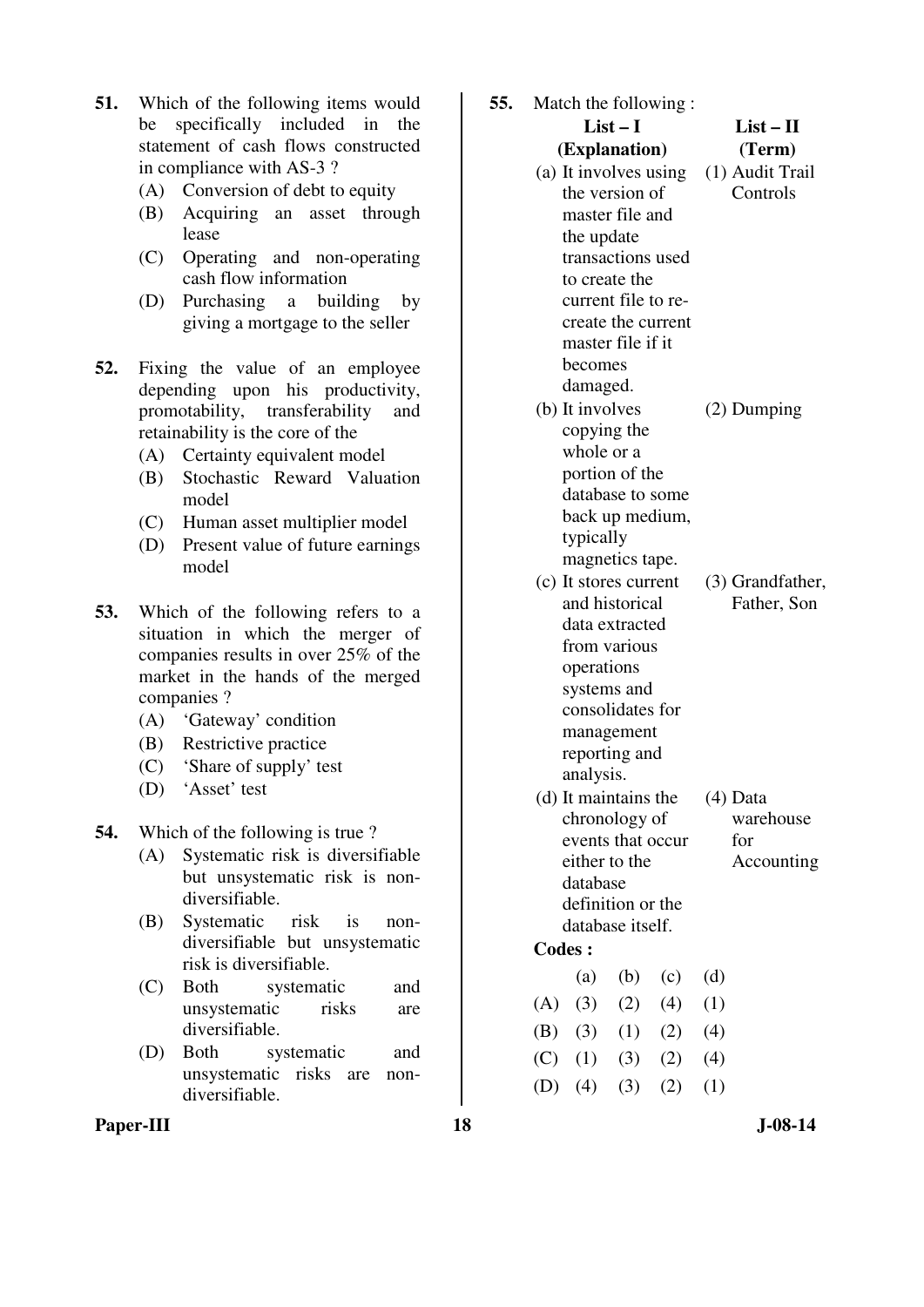**51.** Which of the following items would be specifically included in the statement of cash flows constructed in compliance with AS-3 ?

(A) Conversion of debt to equity

(B) Acquiring an asset through lease

(C) Operating and non-operating cash flow information

(D) Purchasing a building by giving a mortgage to the seller

**52.** Fixing the value of an employee depending upon his productivity, promotability, transferability and retainability is the core of the

(A) Certainty equivalent model

(B) Stochastic Reward Valuation model

(C) Human asset multiplier model

(D) Present value of future earnings model

**53.** Which of the following refers to a situation in which the merger of companies results in over 25% of the market in the hands of the merged companies ?

(A) 'Gateway' condition

(B) Restrictive practice

(C) 'Share of supply' test

(D) 'Asset' test

**54.** Which of the following is true ?

(A) Systematic risk is diversifiable but unsystematic risk is non-diversifiable.

(B) Systematic risk is non-diversifiable but unsystematic risk is diversifiable.

(C) Both systematic and unsystematic risks are diversifiable.

(D) Both systematic and unsystematic risks are non-diversifiable.

**55.** Match the following :

| List – I (Explanation) | List – II (Term) |
|---|---|
| (a) It involves using the version of master file and the update transactions used to create the current file to re-create the current master file if it becomes damaged. | (1) Audit Trail Controls |
| (b) It involves copying the whole or a portion of the database to some back up medium, typically magnetics tape. | (2) Dumping |
| (c) It stores current and historical data extracted from various operations systems and consolidates for management reporting and analysis. | (3) Grandfather, Father, Son |
| (d) It maintains the chronology of events that occur either to the database definition or the database itself. | (4) Data warehouse for Accounting |

**Codes :**

| | (a) | (b) | (c) | (d) |
|---|---|---|---|---|
| (A) | (3) | (2) | (4) | (1) |
| (B) | (3) | (1) | (2) | (4) |
| (C) | (1) | (3) | (2) | (4) |
| (D) | (4) | (3) | (2) | (1) |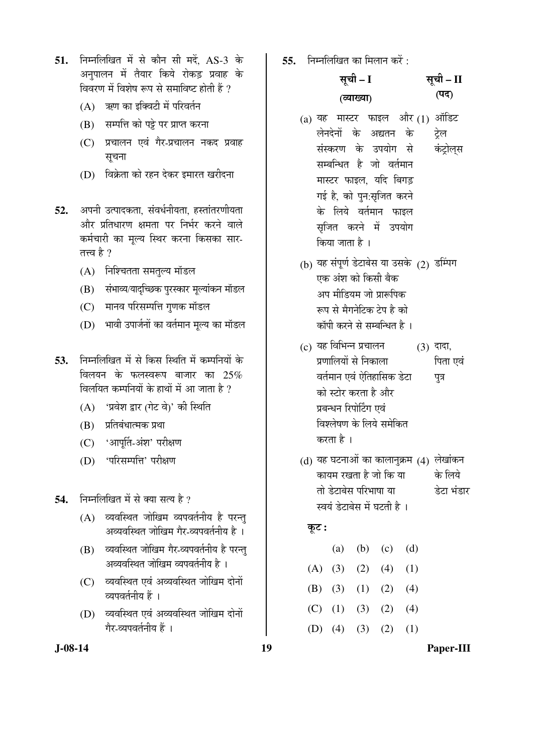51. निम्नलिखित में से कौन सी मदें, AS-3 के अनुपालन में तैयार किये रोकड़ प्रवाह के विवरण में विशेष रूप से समाविष्ट होती हैं ?

    (A) ऋण का इक्विटी में परिवर्तन
    
    (B) सम्पत्ति को पट्टे पर प्राप्त करना
    
    (C) प्रचालन एवं गैर-प्रचालन नकद प्रवाह सूचना
    
    (D) विक्रेता को रहन देकर इमारत खरीदना

52. अपनी उत्पादकता, संवर्धनीयता, हस्तांतरणीयता और प्रतिधारण क्षमता पर निर्भर करने वाले कर्मचारी का मूल्य स्थिर करना किसका सार-तत्त्व है ?

    (A) निश्चितता समतुल्य मॉडल
    
    (B) संभाव्य/यादृच्छिक पुरस्कार मूल्यांकन मॉडल
    
    (C) मानव परिसम्पत्ति गुणक मॉडल
    
    (D) भावी उपार्जनों का वर्तमान मूल्य का मॉडल

53. निम्नलिखित में से किस स्थिति में कम्पनियों के विलयन के फलस्वरूप बाजार का 25% विलयित कम्पनियों के हाथों में आ जाता है ?

    (A) 'प्रवेश द्वार (गेट वे)' की स्थिति
    
    (B) प्रतिबंधात्मक प्रथा
    
    (C) 'आपूर्ति-अंश' परीक्षण
    
    (D) 'परिसम्पत्ति' परीक्षण

54. निम्नलिखित में से क्या सत्य है ?

    (A) व्यवस्थित जोखिम व्यपवर्तनीय है परन्तु अव्यवस्थित जोखिम गैर-व्यपवर्तनीय है ।
    
    (B) व्यवस्थित जोखिम गैर-व्यपवर्तनीय है परन्तु अव्यवस्थित जोखिम व्यपवर्तनीय है ।
    
    (C) व्यवस्थित एवं अव्यवस्थित जोखिम दोनों व्यपवर्तनीय हैं ।
    
    (D) व्यवस्थित एवं अव्यवस्थित जोखिम दोनों गैर-व्यपवर्तनीय हैं ।

55. निम्नलिखित का मिलान करें :

| सूची – I (व्याख्या) | सूची – II (पद) |
|---|---|
| (a) यह मास्टर फाइल और लेनदेनों के अद्यतन के संस्करण के उपयोग से सम्बन्धित है जो वर्तमान मास्टर फाइल, यदि बिगड़ गई है, को पुनःसृजित करने के लिये वर्तमान फाइल सृजित करने में उपयोग किया जाता है । | (1) ऑडिट ट्रेल कंट्रोल्स |
| (b) यह संपूर्ण डेटाबेस या उसके एक अंश को किसी बैक अप मीडियम जो प्रारूपिक रूप से मैगनेटिक टेप है को कॉपी करने से सम्बन्धित है । | (2) डम्पिंग |
| (c) यह विभिन्न प्रचालन प्रणालियों से निकाला वर्तमान एवं ऐतिहासिक डेटा को स्टोर करता है और प्रबन्धन रिपोर्टिंग एवं विश्लेषण के लिये समेकित करता है । | (3) दादा, पिता एवं पुत्र |
| (d) यह घटनाओं का कालानुक्रम कायम रखता है जो कि या तो डेटाबेस परिभाषा या स्वयं डेटाबेस में घटती है । | (4) लेखांकन के लिये डेटा भंडार |

**कूट :**

| | (a) | (b) | (c) | (d) |
|---|---|---|---|---|
| (A) | (3) | (2) | (4) | (1) |
| (B) | (3) | (1) | (2) | (4) |
| (C) | (1) | (3) | (2) | (4) |
| (D) | (4) | (3) | (2) | (1) |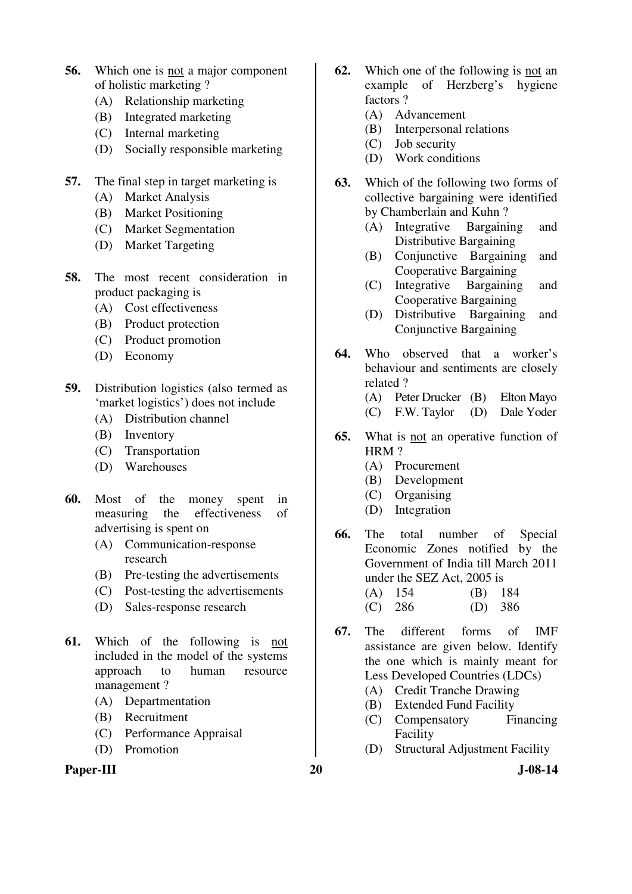56. Which one is <u>not</u> a major component of holistic marketing ?
   (A) Relationship marketing
   (B) Integrated marketing
   (C) Internal marketing
   (D) Socially responsible marketing

57. The final step in target marketing is
   (A) Market Analysis
   (B) Market Positioning
   (C) Market Segmentation
   (D) Market Targeting

58. The most recent consideration in product packaging is
   (A) Cost effectiveness
   (B) Product protection
   (C) Product promotion
   (D) Economy

59. Distribution logistics (also termed as 'market logistics') does not include
   (A) Distribution channel
   (B) Inventory
   (C) Transportation
   (D) Warehouses

60. Most of the money spent in measuring the effectiveness of advertising is spent on
   (A) Communication-response research
   (B) Pre-testing the advertisements
   (C) Post-testing the advertisements
   (D) Sales-response research

61. Which of the following is <u>not</u> included in the model of the systems approach to human resource management ?
   (A) Departmentation
   (B) Recruitment
   (C) Performance Appraisal
   (D) Promotion

62. Which one of the following is <u>not</u> an example of Herzberg's hygiene factors ?
   (A) Advancement
   (B) Interpersonal relations
   (C) Job security
   (D) Work conditions

63. Which of the following two forms of collective bargaining were identified by Chamberlain and Kuhn ?
   (A) Integrative Bargaining and Distributive Bargaining
   (B) Conjunctive Bargaining and Cooperative Bargaining
   (C) Integrative Bargaining and Cooperative Bargaining
   (D) Distributive Bargaining and Conjunctive Bargaining

64. Who observed that a worker's behaviour and sentiments are closely related ?
   (A) Peter Drucker (B) Elton Mayo
   (C) F.W. Taylor (D) Dale Yoder

65. What is <u>not</u> an operative function of HRM ?
   (A) Procurement
   (B) Development
   (C) Organising
   (D) Integration

66. The total number of Special Economic Zones notified by the Government of India till March 2011 under the SEZ Act, 2005 is
   (A) 154 (B) 184
   (C) 286 (D) 386

67. The different forms of IMF assistance are given below. Identify the one which is mainly meant for Less Developed Countries (LDCs)
   (A) Credit Tranche Drawing
   (B) Extended Fund Facility
   (C) Compensatory Financing Facility
   (D) Structural Adjustment Facility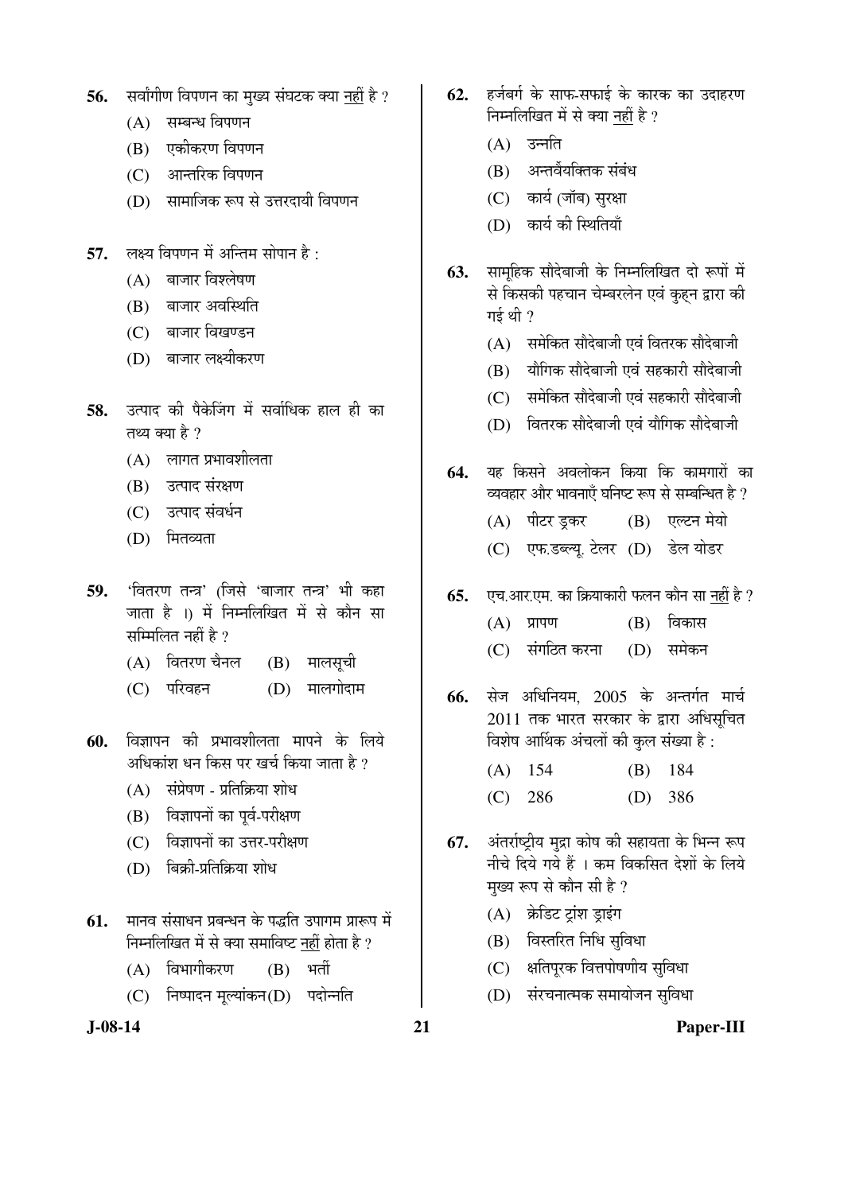56. सर्वांगीण विपणन का मुख्य संघटक क्या नहीं है ?

(A) सम्बन्ध विपणन

(B) एकीकरण विपणन

(C) आन्तरिक विपणन

(D) सामाजिक रूप से उत्तरदायी विपणन

57. लक्ष्य विपणन में अन्तिम सोपान है :

(A) बाजार विश्लेषण

(B) बाजार अवस्थिति

(C) बाजार विखण्डन

(D) बाजार लक्ष्यीकरण

58. उत्पाद की पैकेजिंग में सर्वाधिक हाल ही का तथ्य क्या है ?

(A) लागत प्रभावशीलता

(B) उत्पाद संरक्षण

(C) उत्पाद संवर्धन

(D) मितव्यता

59. 'वितरण तन्त्र' (जिसे 'बाजार तन्त्र' भी कहा जाता है ।) में निम्नलिखित में से कौन सा सम्मिलित नहीं है ?

(A) वितरण चैनल

(B) मालसूची

(C) परिवहन

(D) मालगोदाम

60. विज्ञापन की प्रभावशीलता मापने के लिये अधिकांश धन किस पर खर्च किया जाता है ?

(A) संप्रेषण - प्रतिक्रिया शोध

(B) विज्ञापनों का पूर्व-परीक्षण

(C) विज्ञापनों का उत्तर-परीक्षण

(D) बिक्री-प्रतिक्रिया शोध

61. मानव संसाधन प्रबन्धन के पद्धति उपागम प्रारूप में निम्नलिखित में से क्या समाविष्ट नहीं होता है ?

(A) विभागीकरण

(B) भर्ती

(C) निष्पादन मूल्यांकन

(D) पदोन्नति

62. हर्जबर्ग के साफ-सफाई के कारक का उदाहरण निम्नलिखित में से क्या नहीं है ?

(A) उन्नति

(B) अन्तर्वैयक्तिक संबंध

(C) कार्य (जॉब) सुरक्षा

(D) कार्य की स्थितियाँ

63. सामूहिक सौदेबाजी के निम्नलिखित दो रूपों में से किसकी पहचान चेम्बरलेन एवं कुह्न द्वारा की गई थी ?

(A) समेकित सौदेबाजी एवं वितरक सौदेबाजी

(B) यौगिक सौदेबाजी एवं सहकारी सौदेबाजी

(C) समेकित सौदेबाजी एवं सहकारी सौदेबाजी

(D) वितरक सौदेबाजी एवं यौगिक सौदेबाजी

64. यह किसने अवलोकन किया कि कामगारों का व्यवहार और भावनाएँ घनिष्ट रूप से सम्बन्धित है ?

(A) पीटर ड्रकर

(B) एल्टन मेयो

(C) एफ.डब्ल्यू. टेलर

(D) डेल योडर

65. एच.आर.एम. का क्रियाकारी फलन कौन सा नहीं है ?

(A) प्रापण

(B) विकास

(C) संगठित करना

(D) समेकन

66. सेज अधिनियम, 2005 के अन्तर्गत मार्च 2011 तक भारत सरकार के द्वारा अधिसूचित विशेष आर्थिक अंचलों की कुल संख्या है :

(A) 154

(B) 184

(C) 286

(D) 386

67. अंतर्राष्ट्रीय मुद्रा कोष की सहायता के भिन्न रूप नीचे दिये गये हैं । कम विकसित देशों के लिये मुख्य रूप से कौन सी है ?

(A) क्रेडिट ट्रांश ड्राइंग

(B) विस्तरित निधि सुविधा

(C) क्षतिपूरक वित्तपोषणीय सुविधा

(D) संरचनात्मक समायोजन सुविधा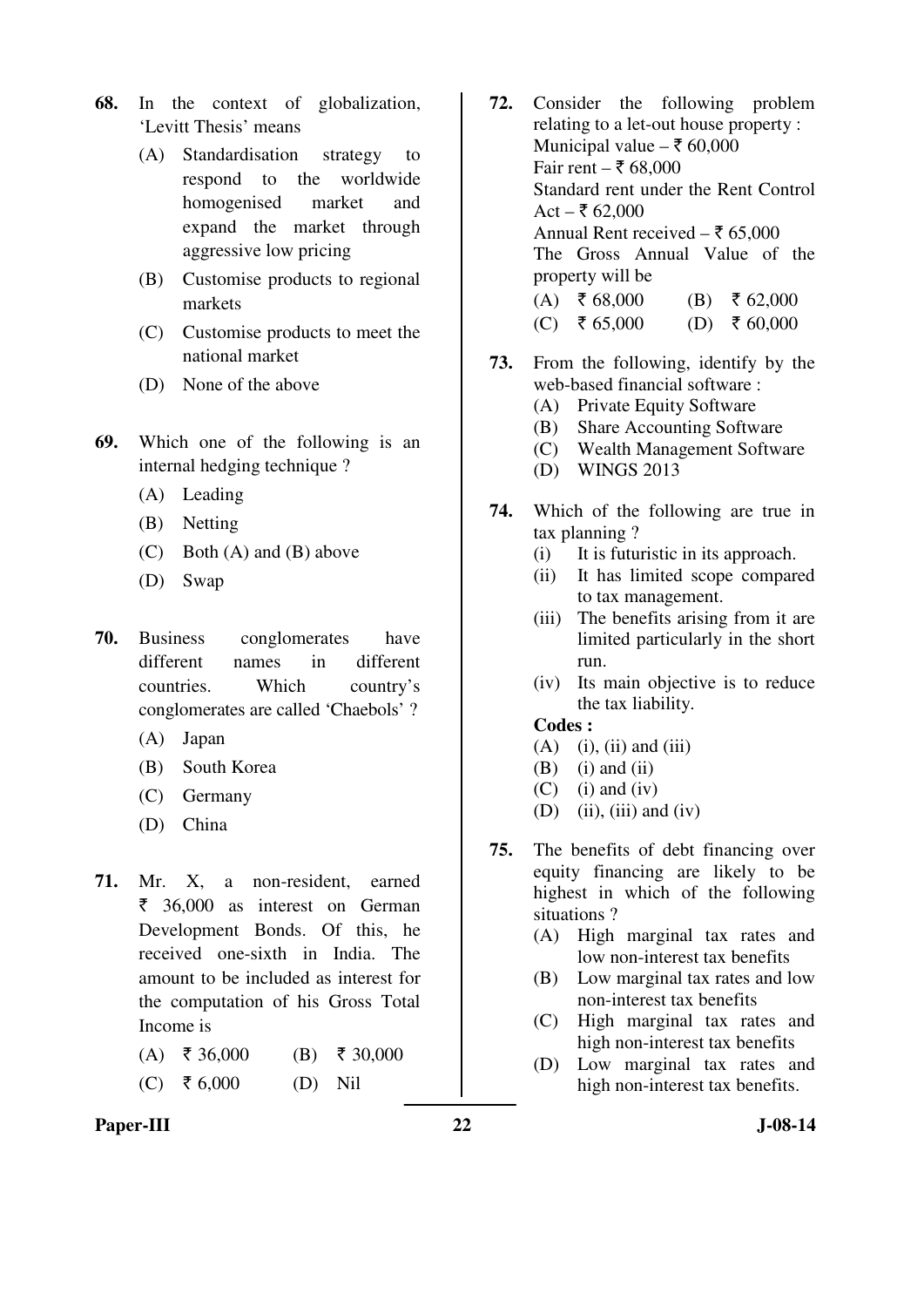68. In the context of globalization, 'Levitt Thesis' means

    (A) Standardisation strategy to respond to the worldwide homogenised market and expand the market through aggressive low pricing
    (B) Customise products to regional markets
    (C) Customise products to meet the national market
    (D) None of the above

69. Which one of the following is an internal hedging technique ?

    (A) Leading
    (B) Netting
    (C) Both (A) and (B) above
    (D) Swap

70. Business conglomerates have different names in different countries. Which country's conglomerates are called 'Chaebols' ?

    (A) Japan
    (B) South Korea
    (C) Germany
    (D) China

71. Mr. X, a non-resident, earned ₹ 36,000 as interest on German Development Bonds. Of this, he received one-sixth in India. The amount to be included as interest for the computation of his Gross Total Income is

    (A) ₹ 36,000 (B) ₹ 30,000
    (C) ₹ 6,000 (D) Nil

72. Consider the following problem relating to a let-out house property :
    Municipal value – ₹ 60,000
    Fair rent – ₹ 68,000
    Standard rent under the Rent Control Act – ₹ 62,000
    Annual Rent received – ₹ 65,000
    The Gross Annual Value of the property will be

    (A) ₹ 68,000 (B) ₹ 62,000
    (C) ₹ 65,000 (D) ₹ 60,000

73. From the following, identify by the web-based financial software :

    (A) Private Equity Software
    (B) Share Accounting Software
    (C) Wealth Management Software
    (D) WINGS 2013

74. Which of the following are true in tax planning ?

    (i) It is futuristic in its approach.
    (ii) It has limited scope compared to tax management.
    (iii) The benefits arising from it are limited particularly in the short run.
    (iv) Its main objective is to reduce the tax liability.

    **Codes :**

    (A) (i), (ii) and (iii)
    (B) (i) and (ii)
    (C) (i) and (iv)
    (D) (ii), (iii) and (iv)

75. The benefits of debt financing over equity financing are likely to be highest in which of the following situations ?

    (A) High marginal tax rates and low non-interest tax benefits
    (B) Low marginal tax rates and low non-interest tax benefits
    (C) High marginal tax rates and high non-interest tax benefits
    (D) Low marginal tax rates and high non-interest tax benefits.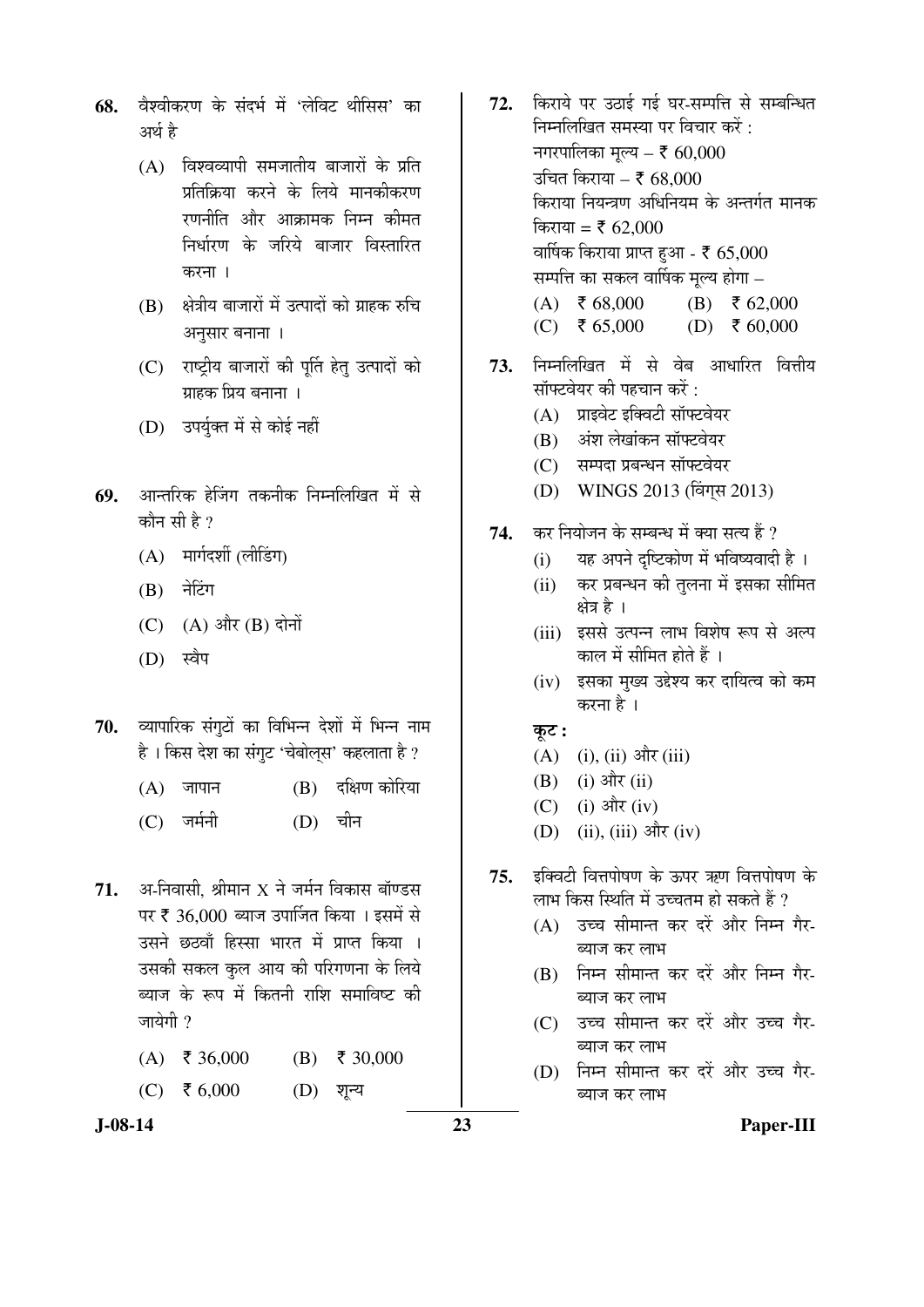**68.** वैश्वीकरण के संदर्भ में 'लेविट थीसिस' का अर्थ है

(A) विश्वव्यापी समजातीय बाजारों के प्रति प्रतिक्रिया करने के लिये मानकीकरण रणनीति और आक्रामक निम्न कीमत निर्धारण के जरिये बाजार विस्तारित करना ।

(B) क्षेत्रीय बाजारों में उत्पादों को ग्राहक रुचि अनुसार बनाना ।

(C) राष्ट्रीय बाजारों की पूर्ति हेतु उत्पादों को ग्राहक प्रिय बनाना ।

(D) उपर्युक्त में से कोई नहीं

**69.** आन्तरिक हेजिंग तकनीक निम्नलिखित में से कौन सी है ?

(A) मार्गदर्शी (लीडिंग)

(B) नेटिंग

(C) (A) और (B) दोनों

(D) स्वैप

**70.** व्यापारिक संगुटों का विभिन्न देशों में भिन्न नाम है । किस देश का संगुट 'चेबोल्स' कहलाता है ?

(A) जापान (B) दक्षिण कोरिया

(C) जर्मनी (D) चीन

**71.** अ-निवासी, श्रीमान X ने जर्मन विकास बॉण्डस पर ₹ 36,000 ब्याज उपार्जित किया । इसमें से उसने छठवाँ हिस्सा भारत में प्राप्त किया । उसकी सकल कुल आय की परिगणना के लिये ब्याज के रूप में कितनी राशि समाविष्ट की जायेगी ?

(A) ₹ 36,000 (B) ₹ 30,000

(C) ₹ 6,000 (D) शून्य

**72.** किराये पर उठाई गई घर-सम्पत्ति से सम्बन्धित निम्नलिखित समस्या पर विचार करें :

नगरपालिका मूल्य – ₹ 60,000

उचित किराया – ₹ 68,000

किराया नियन्त्रण अधिनियम के अन्तर्गत मानक किराया = ₹ 62,000

वार्षिक किराया प्राप्त हुआ - ₹ 65,000

सम्पत्ति का सकल वार्षिक मूल्य होगा –

(A) ₹ 68,000 (B) ₹ 62,000

(C) ₹ 65,000 (D) ₹ 60,000

**73.** निम्नलिखित में से वेब आधारित वित्तीय सॉफ्टवेयर की पहचान करें :

(A) प्राइवेट इक्विटी सॉफ्टवेयर

(B) अंश लेखांकन सॉफ्टवेयर

(C) सम्पदा प्रबन्धन सॉफ्टवेयर

(D) WINGS 2013 (विंग्स 2013)

**74.** कर नियोजन के सम्बन्ध में क्या सत्य हैं ?

(i) यह अपने दृष्टिकोण में भविष्यवादी है ।

(ii) कर प्रबन्धन की तुलना में इसका सीमित क्षेत्र है ।

(iii) इससे उत्पन्न लाभ विशेष रूप से अल्प काल में सीमित होते हैं ।

(iv) इसका मुख्य उद्देश्य कर दायित्व को कम करना है ।

**कूट :**

(A) (i), (ii) और (iii)

(B) (i) और (ii)

(C) (i) और (iv)

(D) (ii), (iii) और (iv)

**75.** इक्विटी वित्तपोषण के ऊपर ऋण वित्तपोषण के लाभ किस स्थिति में उच्चतम हो सकते हैं ?

(A) उच्च सीमान्त कर दरें और निम्न गैर-ब्याज कर लाभ

(B) निम्न सीमान्त कर दरें और निम्न गैर-ब्याज कर लाभ

(C) उच्च सीमान्त कर दरें और उच्च गैर-ब्याज कर लाभ

(D) निम्न सीमान्त कर दरें और उच्च गैर-ब्याज कर लाभ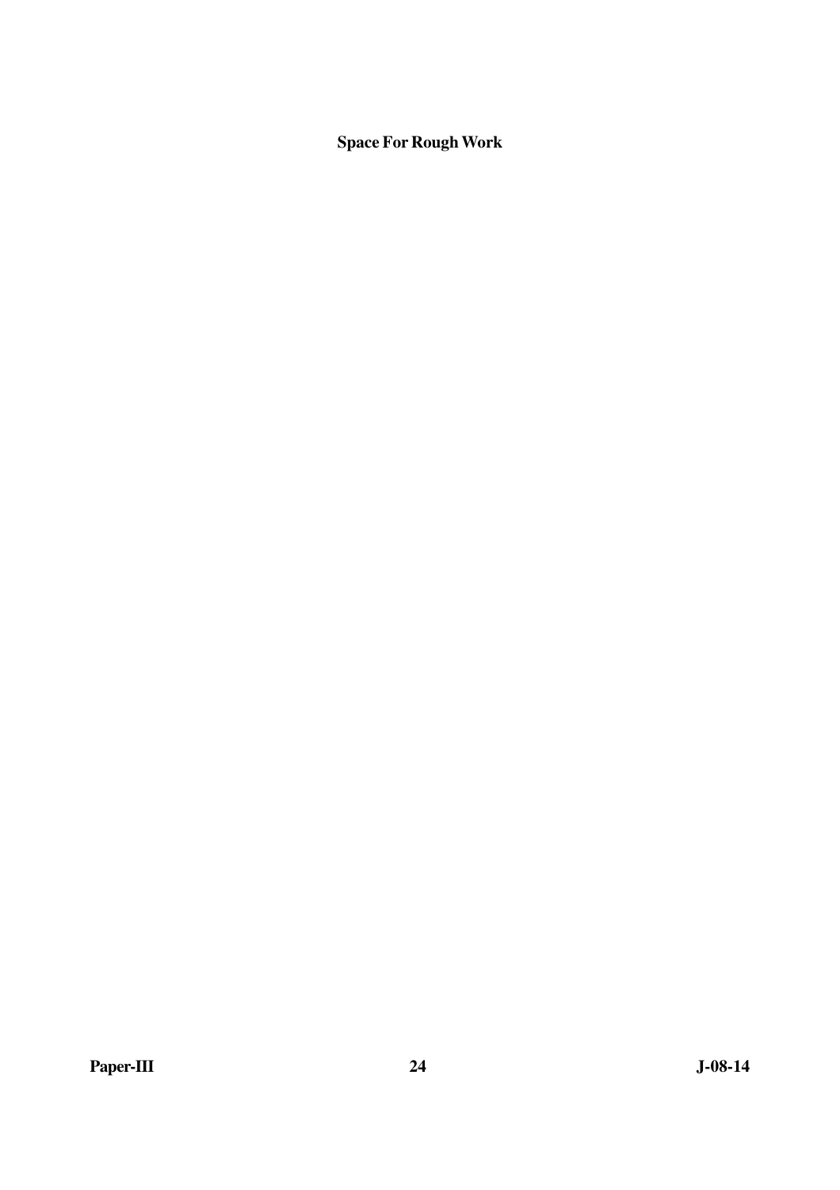**Space For Rough Work**